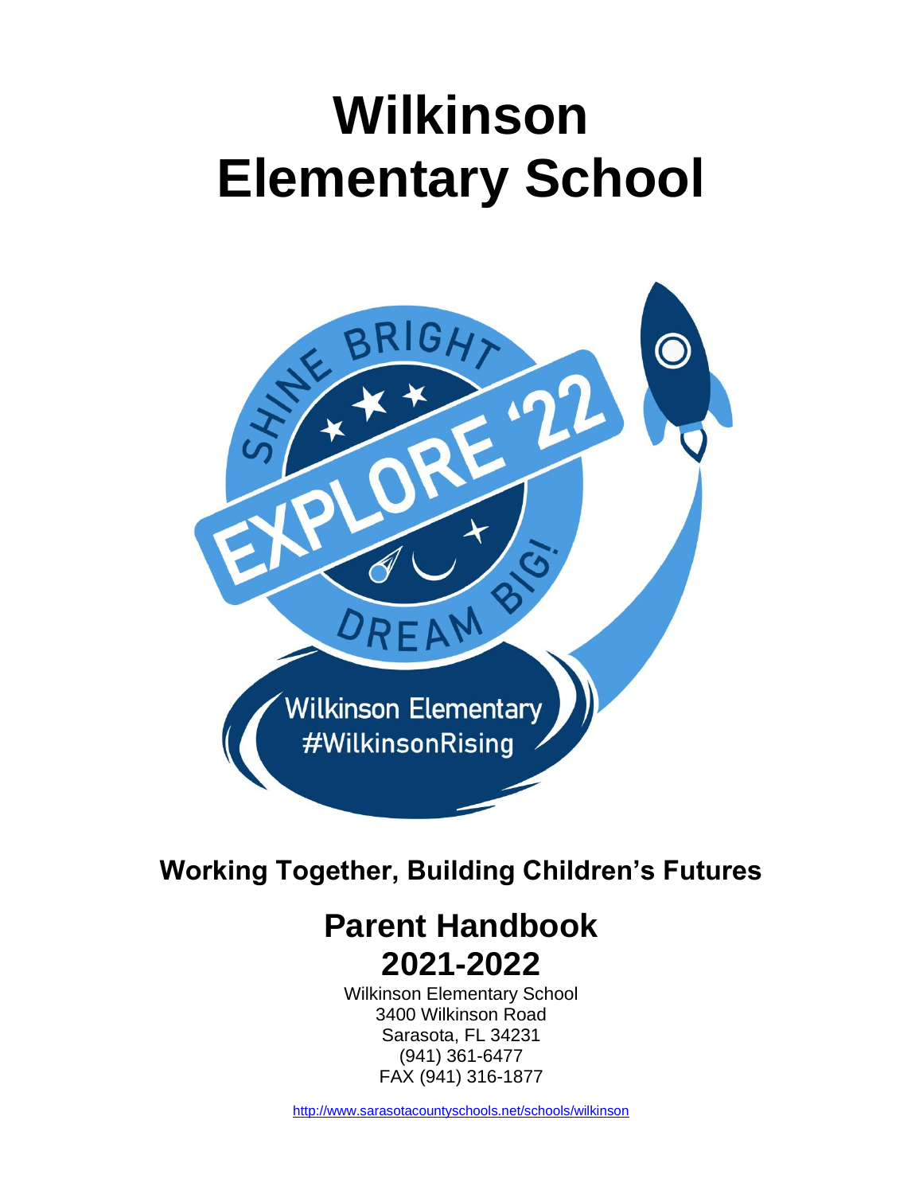# Wilkinson Elementary School

**Working Together, Building Children's Futures**

## Parent Handbook 2021-2022

Wilkinson Elementary School
3400 Wilkinson Road
Sarasota, FL 34231
(941) 361-6477
FAX (941) 316-1877

http://www.sarasotacountyschools.net/schools/wilkinson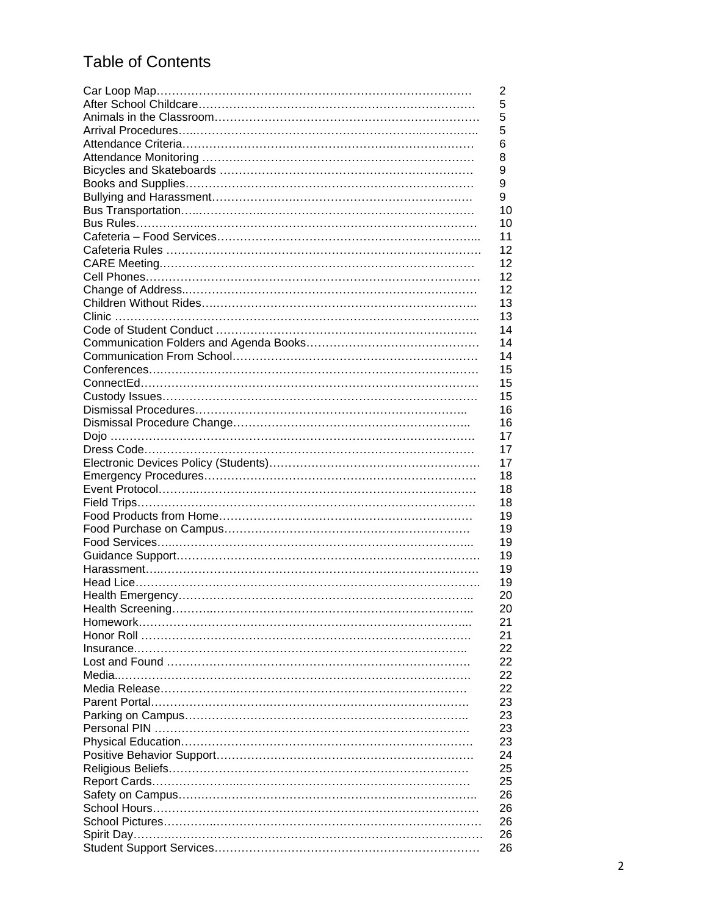# Table of Contents

| | |
|---|---|
| Car Loop Map | 2 |
| After School Childcare | 5 |
| Animals in the Classroom | 5 |
| Arrival Procedures | 5 |
| Attendance Criteria | 6 |
| Attendance Monitoring | 8 |
| Bicycles and Skateboards | 9 |
| Books and Supplies | 9 |
| Bullying and Harassment | 9 |
| Bus Transportation | 10 |
| Bus Rules | 10 |
| Cafeteria – Food Services | 11 |
| Cafeteria Rules | 12 |
| CARE Meeting | 12 |
| Cell Phones | 12 |
| Change of Address | 12 |
| Children Without Rides | 13 |
| Clinic | 13 |
| Code of Student Conduct | 14 |
| Communication Folders and Agenda Books | 14 |
| Communication From School | 14 |
| Conferences | 15 |
| ConnectEd | 15 |
| Custody Issues | 15 |
| Dismissal Procedures | 16 |
| Dismissal Procedure Change | 16 |
| Dojo | 17 |
| Dress Code | 17 |
| Electronic Devices Policy (Students) | 17 |
| Emergency Procedures | 18 |
| Event Protocol | 18 |
| Field Trips | 18 |
| Food Products from Home | 19 |
| Food Purchase on Campus | 19 |
| Food Services | 19 |
| Guidance Support | 19 |
| Harassment | 19 |
| Head Lice | 19 |
| Health Emergency | 20 |
| Health Screening | 20 |
| Homework | 21 |
| Honor Roll | 21 |
| Insurance | 22 |
| Lost and Found | 22 |
| Media | 22 |
| Media Release | 22 |
| Parent Portal | 23 |
| Parking on Campus | 23 |
| Personal PIN | 23 |
| Physical Education | 23 |
| Positive Behavior Support | 24 |
| Religious Beliefs | 25 |
| Report Cards | 25 |
| Safety on Campus | 26 |
| School Hours | 26 |
| School Pictures | 26 |
| Spirit Day | 26 |
| Student Support Services | 26 |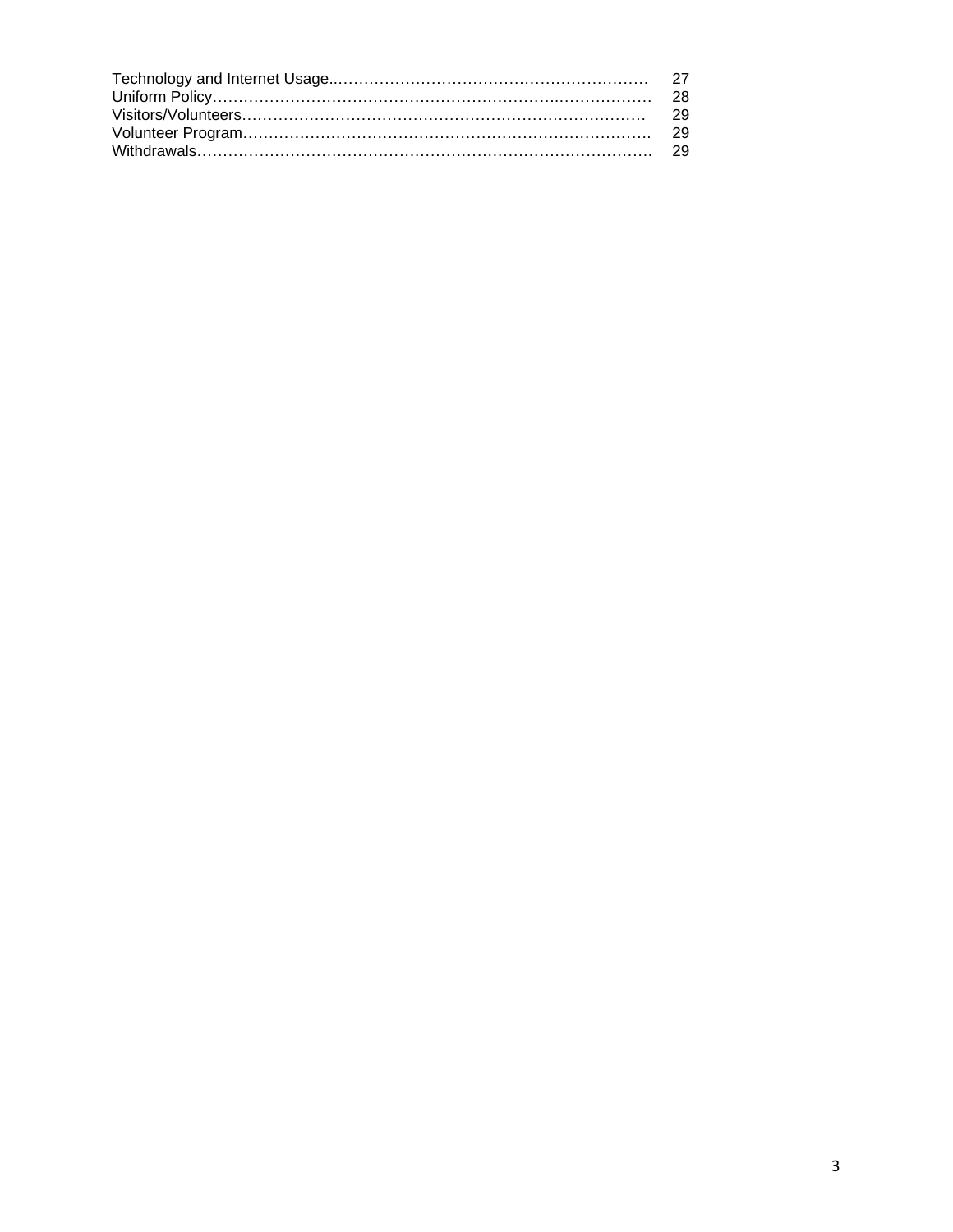| | |
|---|---|
| Technology and Internet Usage | 27 |
| Uniform Policy | 28 |
| Visitors/Volunteers | 29 |
| Volunteer Program | 29 |
| Withdrawals | 29 |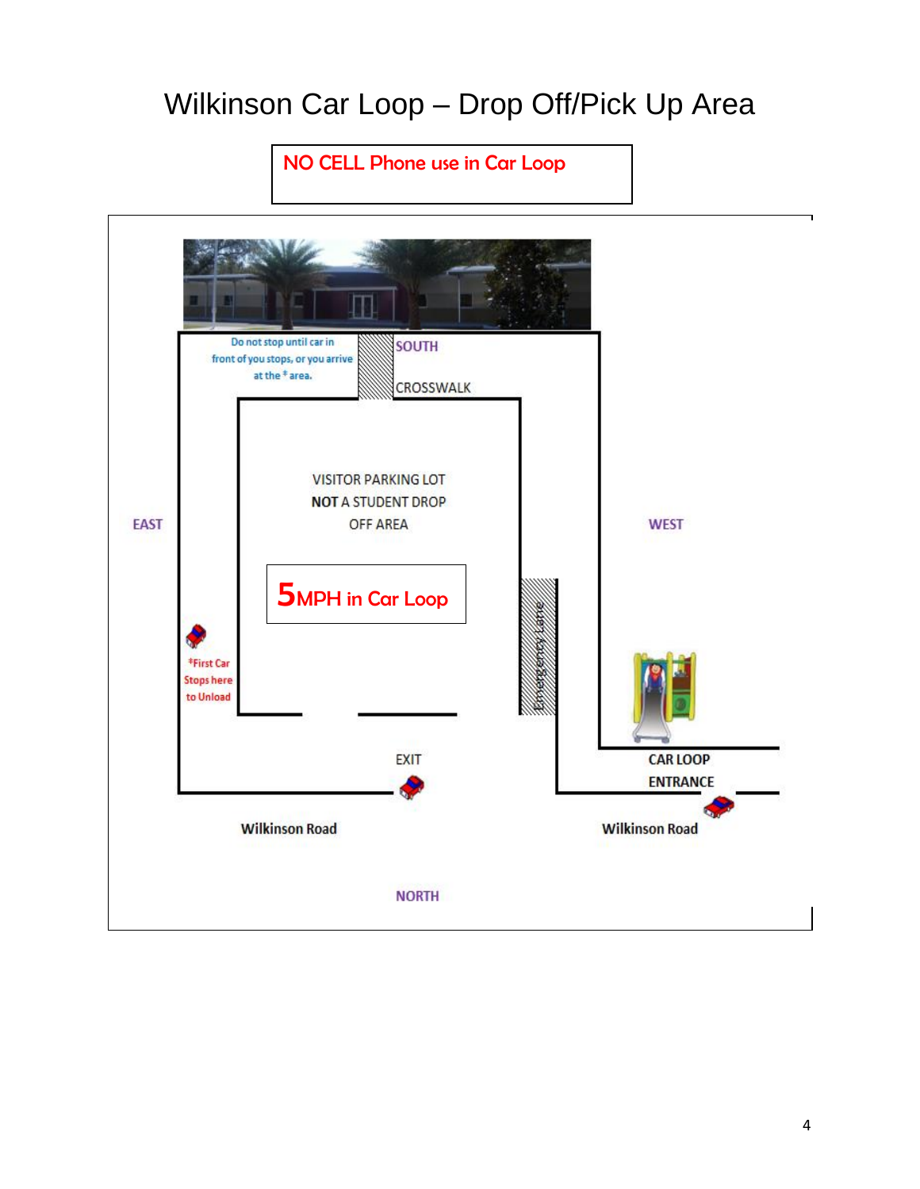# Wilkinson Car Loop – Drop Off/Pick Up Area

NO CELL Phone use in Car Loop

Do not stop until car in front of you stops, or you arrive at the ǂ area.

SOUTH

CROSSWALK

VISITOR PARKING LOT
**NOT** A STUDENT DROP OFF AREA

EAST

WEST

5MPH in Car Loop

Emergency Lane

ǂFirst Car Stops here to Unload

EXIT

CAR LOOP ENTRANCE

Wilkinson Road

Wilkinson Road

NORTH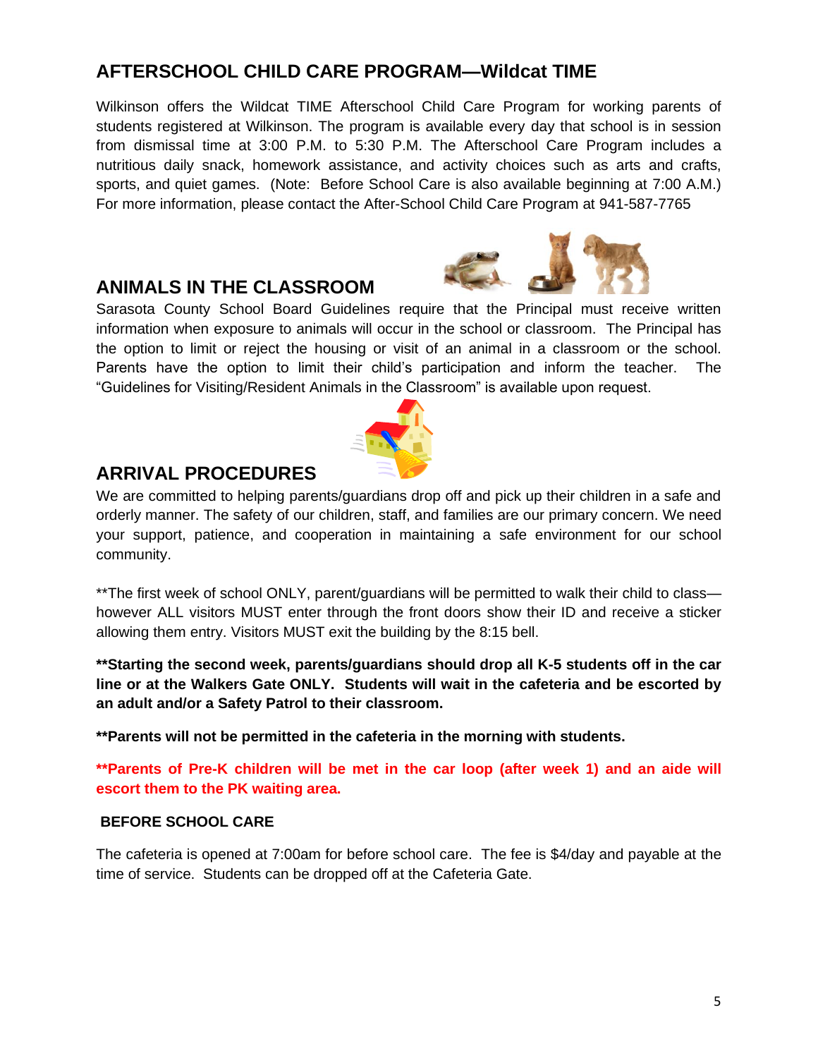## AFTERSCHOOL CHILD CARE PROGRAM—Wildcat TIME

Wilkinson offers the Wildcat TIME Afterschool Child Care Program for working parents of students registered at Wilkinson. The program is available every day that school is in session from dismissal time at 3:00 P.M. to 5:30 P.M. The Afterschool Care Program includes a nutritious daily snack, homework assistance, and activity choices such as arts and crafts, sports, and quiet games. (Note: Before School Care is also available beginning at 7:00 A.M.) For more information, please contact the After-School Child Care Program at 941-587-7765

## ANIMALS IN THE CLASSROOM

Sarasota County School Board Guidelines require that the Principal must receive written information when exposure to animals will occur in the school or classroom. The Principal has the option to limit or reject the housing or visit of an animal in a classroom or the school. Parents have the option to limit their child's participation and inform the teacher. The "Guidelines for Visiting/Resident Animals in the Classroom" is available upon request.

## ARRIVAL PROCEDURES

We are committed to helping parents/guardians drop off and pick up their children in a safe and orderly manner. The safety of our children, staff, and families are our primary concern. We need your support, patience, and cooperation in maintaining a safe environment for our school community.

**The first week of school ONLY, parent/guardians will be permitted to walk their child to class—however ALL visitors MUST enter through the front doors show their ID and receive a sticker allowing them entry. Visitors MUST exit the building by the 8:15 bell.

****Starting the second week, parents/guardians should drop all K-5 students off in the car line or at the Walkers Gate ONLY. Students will wait in the cafeteria and be escorted by an adult and/or a Safety Patrol to their classroom.**

****Parents will not be permitted in the cafeteria in the morning with students.**

****Parents of Pre-K children will be met in the car loop (after week 1) and an aide will escort them to the PK waiting area.**

### BEFORE SCHOOL CARE

The cafeteria is opened at 7:00am for before school care. The fee is $4/day and payable at the time of service. Students can be dropped off at the Cafeteria Gate.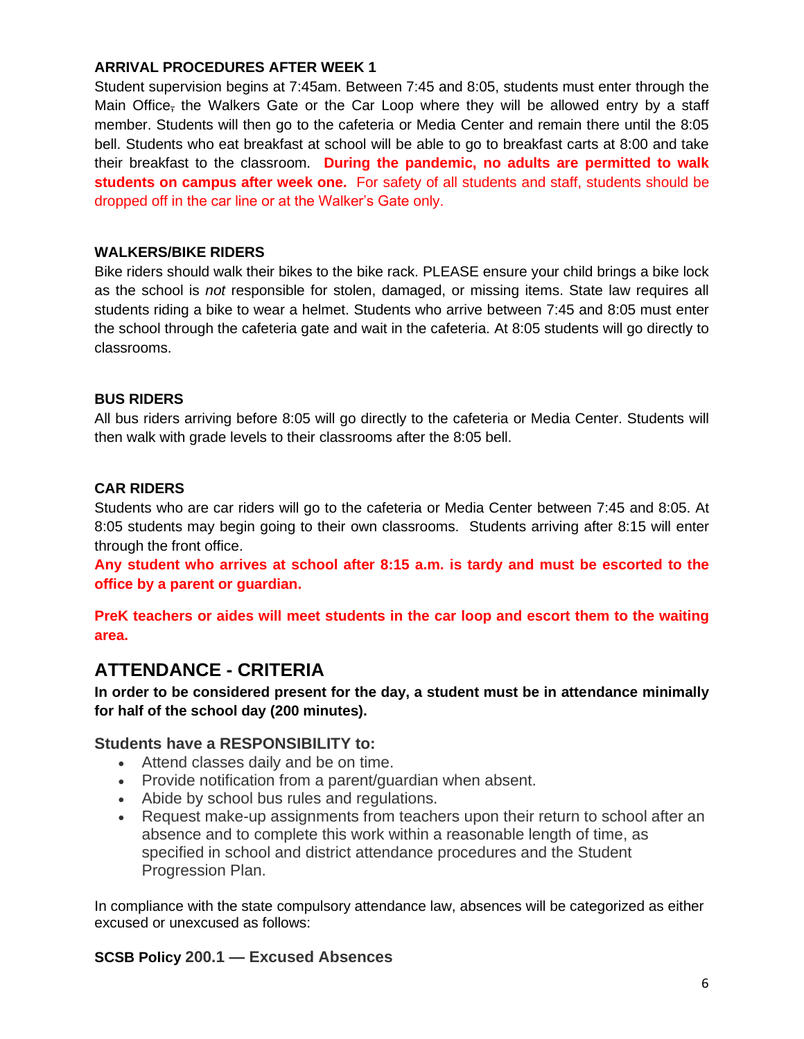### ARRIVAL PROCEDURES AFTER WEEK 1

Student supervision begins at 7:45am. Between 7:45 and 8:05, students must enter through the Main Office, the Walkers Gate or the Car Loop where they will be allowed entry by a staff member. Students will then go to the cafeteria or Media Center and remain there until the 8:05 bell. Students who eat breakfast at school will be able to go to breakfast carts at 8:00 and take their breakfast to the classroom. **During the pandemic, no adults are permitted to walk students on campus after week one.** For safety of all students and staff, students should be dropped off in the car line or at the Walker's Gate only.

### WALKERS/BIKE RIDERS

Bike riders should walk their bikes to the bike rack. PLEASE ensure your child brings a bike lock as the school is *not* responsible for stolen, damaged, or missing items. State law requires all students riding a bike to wear a helmet. Students who arrive between 7:45 and 8:05 must enter the school through the cafeteria gate and wait in the cafeteria. At 8:05 students will go directly to classrooms.

### BUS RIDERS

All bus riders arriving before 8:05 will go directly to the cafeteria or Media Center. Students will then walk with grade levels to their classrooms after the 8:05 bell.

### CAR RIDERS

Students who are car riders will go to the cafeteria or Media Center between 7:45 and 8:05. At 8:05 students may begin going to their own classrooms. Students arriving after 8:15 will enter through the front office.

**Any student who arrives at school after 8:15 a.m. is tardy and must be escorted to the office by a parent or guardian.**

**PreK teachers or aides will meet students in the car loop and escort them to the waiting area.**

## ATTENDANCE - CRITERIA

**In order to be considered present for the day, a student must be in attendance minimally for half of the school day (200 minutes).**

### Students have a RESPONSIBILITY to:

- Attend classes daily and be on time.
- Provide notification from a parent/guardian when absent.
- Abide by school bus rules and regulations.
- Request make-up assignments from teachers upon their return to school after an absence and to complete this work within a reasonable length of time, as specified in school and district attendance procedures and the Student Progression Plan.

In compliance with the state compulsory attendance law, absences will be categorized as either excused or unexcused as follows:

### SCSB Policy 200.1 — Excused Absences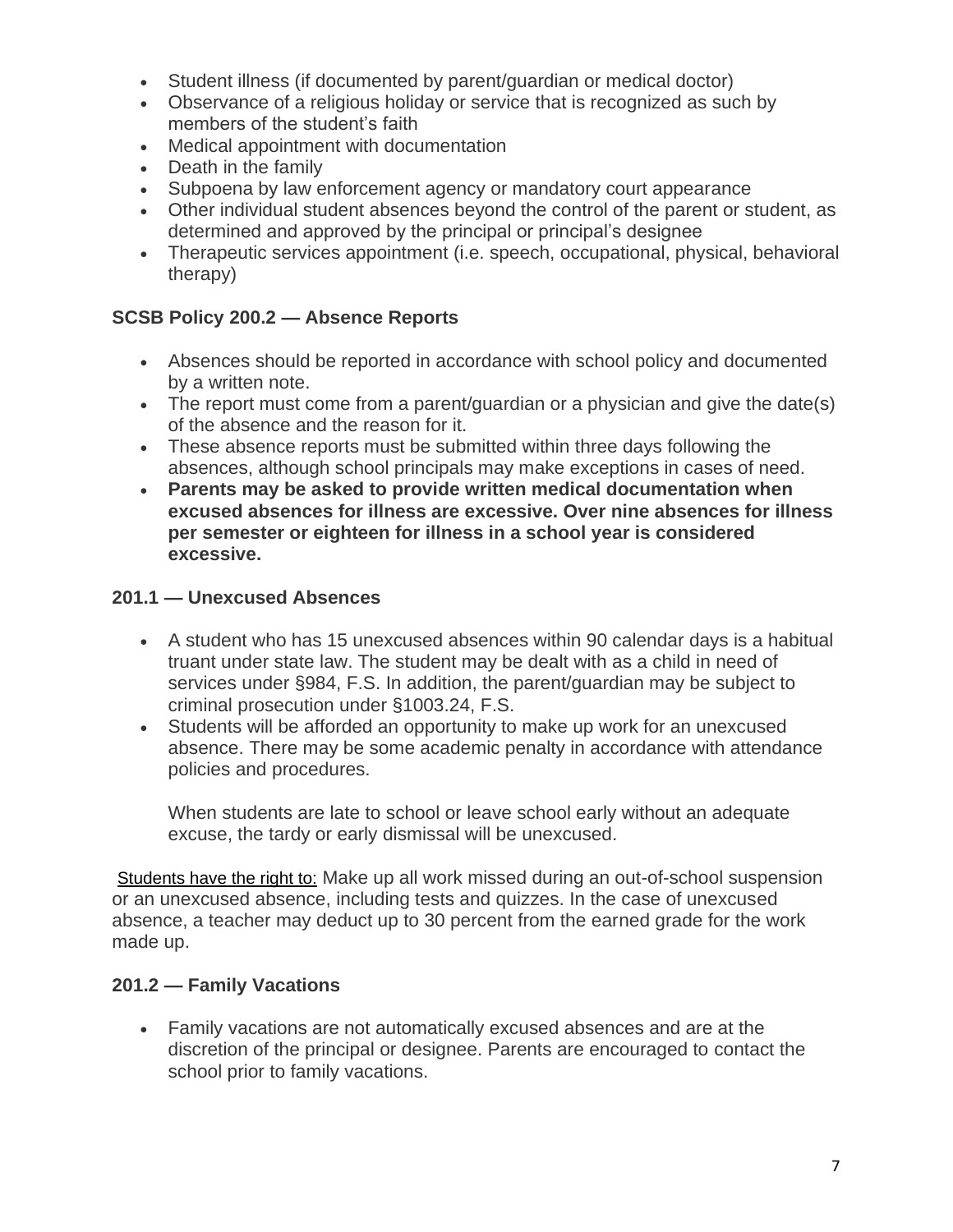- Student illness (if documented by parent/guardian or medical doctor)
- Observance of a religious holiday or service that is recognized as such by members of the student's faith
- Medical appointment with documentation
- Death in the family
- Subpoena by law enforcement agency or mandatory court appearance
- Other individual student absences beyond the control of the parent or student, as determined and approved by the principal or principal's designee
- Therapeutic services appointment (i.e. speech, occupational, physical, behavioral therapy)

### SCSB Policy 200.2 — Absence Reports

- Absences should be reported in accordance with school policy and documented by a written note.
- The report must come from a parent/guardian or a physician and give the date(s) of the absence and the reason for it.
- These absence reports must be submitted within three days following the absences, although school principals may make exceptions in cases of need.
- **Parents may be asked to provide written medical documentation when excused absences for illness are excessive. Over nine absences for illness per semester or eighteen for illness in a school year is considered excessive.**

### 201.1 — Unexcused Absences

- A student who has 15 unexcused absences within 90 calendar days is a habitual truant under state law. The student may be dealt with as a child in need of services under §984, F.S. In addition, the parent/guardian may be subject to criminal prosecution under §1003.24, F.S.
- Students will be afforded an opportunity to make up work for an unexcused absence. There may be some academic penalty in accordance with attendance policies and procedures.

  When students are late to school or leave school early without an adequate excuse, the tardy or early dismissal will be unexcused.

Students have the right to: Make up all work missed during an out-of-school suspension or an unexcused absence, including tests and quizzes. In the case of unexcused absence, a teacher may deduct up to 30 percent from the earned grade for the work made up.

### 201.2 — Family Vacations

- Family vacations are not automatically excused absences and are at the discretion of the principal or designee. Parents are encouraged to contact the school prior to family vacations.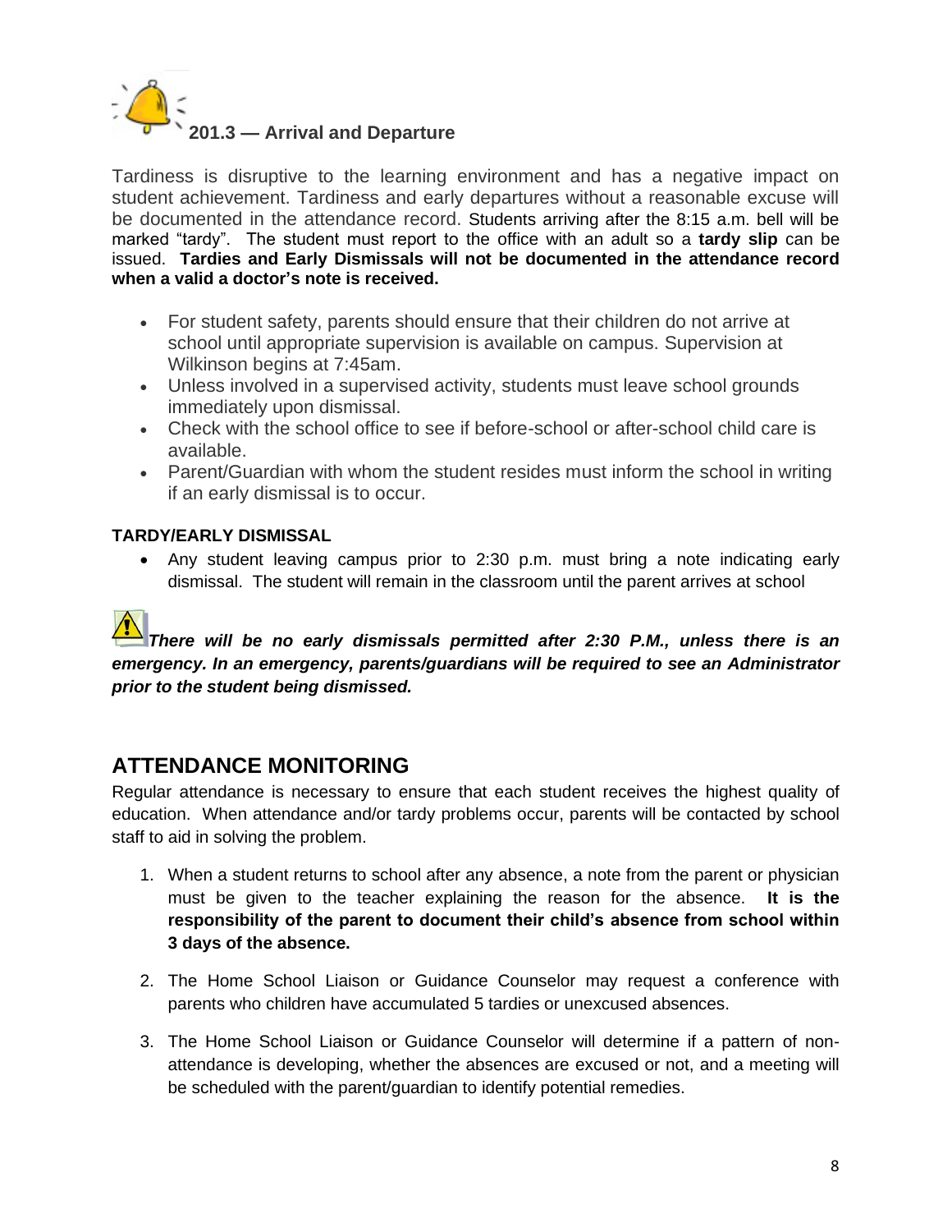## 201.3 — Arrival and Departure

Tardiness is disruptive to the learning environment and has a negative impact on student achievement. Tardiness and early departures without a reasonable excuse will be documented in the attendance record. Students arriving after the 8:15 a.m. bell will be marked "tardy". The student must report to the office with an adult so a **tardy slip** can be issued. **Tardies and Early Dismissals will not be documented in the attendance record when a valid a doctor's note is received.**

- For student safety, parents should ensure that their children do not arrive at school until appropriate supervision is available on campus. Supervision at Wilkinson begins at 7:45am.
- Unless involved in a supervised activity, students must leave school grounds immediately upon dismissal.
- Check with the school office to see if before-school or after-school child care is available.
- Parent/Guardian with whom the student resides must inform the school in writing if an early dismissal is to occur.

**TARDY/EARLY DISMISSAL**

- Any student leaving campus prior to 2:30 p.m. must bring a note indicating early dismissal. The student will remain in the classroom until the parent arrives at school

***There will be no early dismissals permitted after 2:30 P.M., unless there is an emergency. In an emergency, parents/guardians will be required to see an Administrator prior to the student being dismissed.***

## ATTENDANCE MONITORING

Regular attendance is necessary to ensure that each student receives the highest quality of education. When attendance and/or tardy problems occur, parents will be contacted by school staff to aid in solving the problem.

1. When a student returns to school after any absence, a note from the parent or physician must be given to the teacher explaining the reason for the absence. **It is the responsibility of the parent to document their child's absence from school within 3 days of the absence.**
2. The Home School Liaison or Guidance Counselor may request a conference with parents who children have accumulated 5 tardies or unexcused absences.
3. The Home School Liaison or Guidance Counselor will determine if a pattern of non-attendance is developing, whether the absences are excused or not, and a meeting will be scheduled with the parent/guardian to identify potential remedies.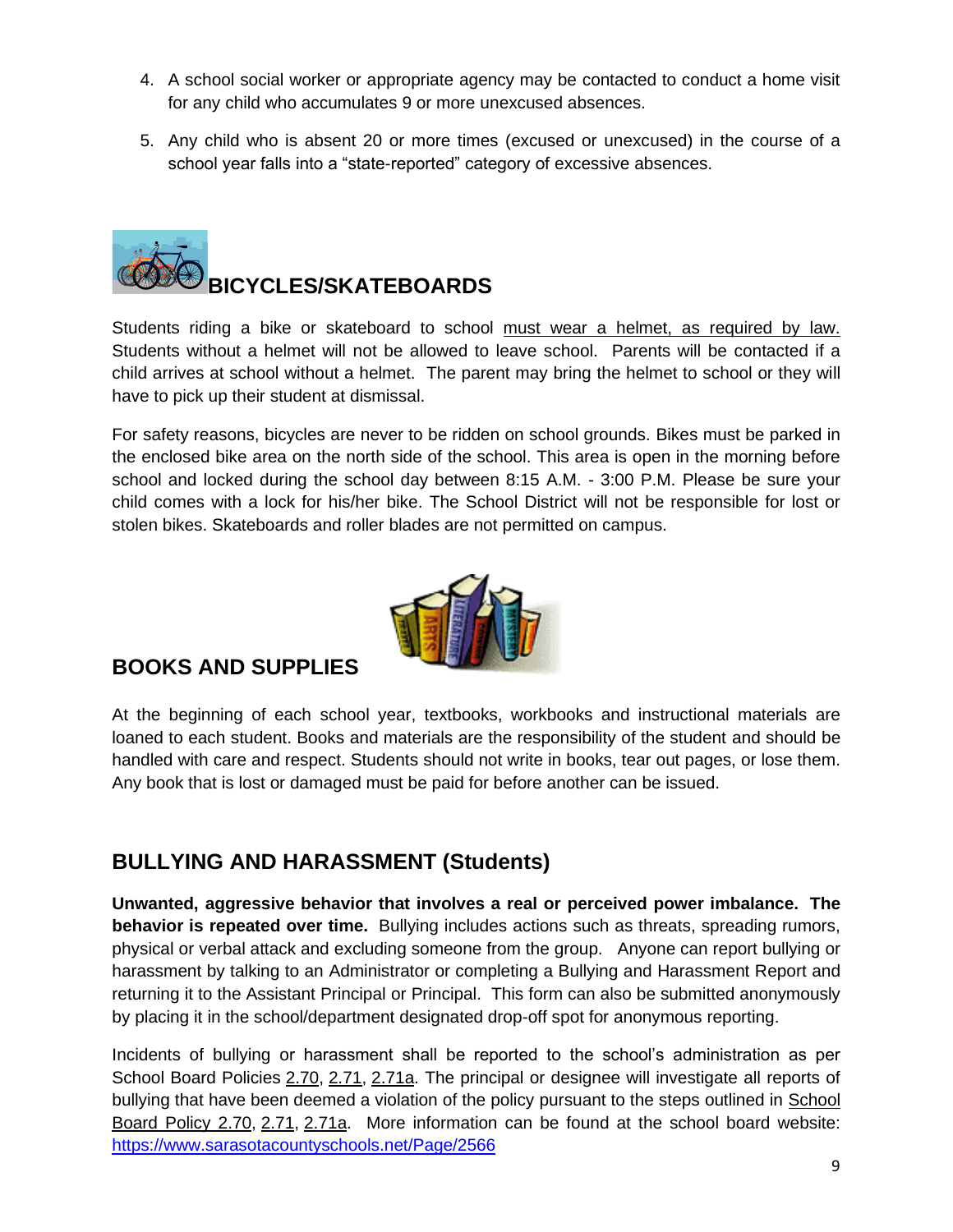4. A school social worker or appropriate agency may be contacted to conduct a home visit for any child who accumulates 9 or more unexcused absences.
5. Any child who is absent 20 or more times (excused or unexcused) in the course of a school year falls into a "state-reported" category of excessive absences.

## BICYCLES/SKATEBOARDS

Students riding a bike or skateboard to school must wear a helmet, as required by law. Students without a helmet will not be allowed to leave school. Parents will be contacted if a child arrives at school without a helmet. The parent may bring the helmet to school or they will have to pick up their student at dismissal.

For safety reasons, bicycles are never to be ridden on school grounds. Bikes must be parked in the enclosed bike area on the north side of the school. This area is open in the morning before school and locked during the school day between 8:15 A.M. - 3:00 P.M. Please be sure your child comes with a lock for his/her bike. The School District will not be responsible for lost or stolen bikes. Skateboards and roller blades are not permitted on campus.

## BOOKS AND SUPPLIES

At the beginning of each school year, textbooks, workbooks and instructional materials are loaned to each student. Books and materials are the responsibility of the student and should be handled with care and respect. Students should not write in books, tear out pages, or lose them. Any book that is lost or damaged must be paid for before another can be issued.

## BULLYING AND HARASSMENT (Students)

**Unwanted, aggressive behavior that involves a real or perceived power imbalance. The behavior is repeated over time.** Bullying includes actions such as threats, spreading rumors, physical or verbal attack and excluding someone from the group. Anyone can report bullying or harassment by talking to an Administrator or completing a Bullying and Harassment Report and returning it to the Assistant Principal or Principal. This form can also be submitted anonymously by placing it in the school/department designated drop-off spot for anonymous reporting.

Incidents of bullying or harassment shall be reported to the school's administration as per School Board Policies 2.70, 2.71, 2.71a. The principal or designee will investigate all reports of bullying that have been deemed a violation of the policy pursuant to the steps outlined in School Board Policy 2.70, 2.71, 2.71a. More information can be found at the school board website: https://www.sarasotacountyschools.net/Page/2566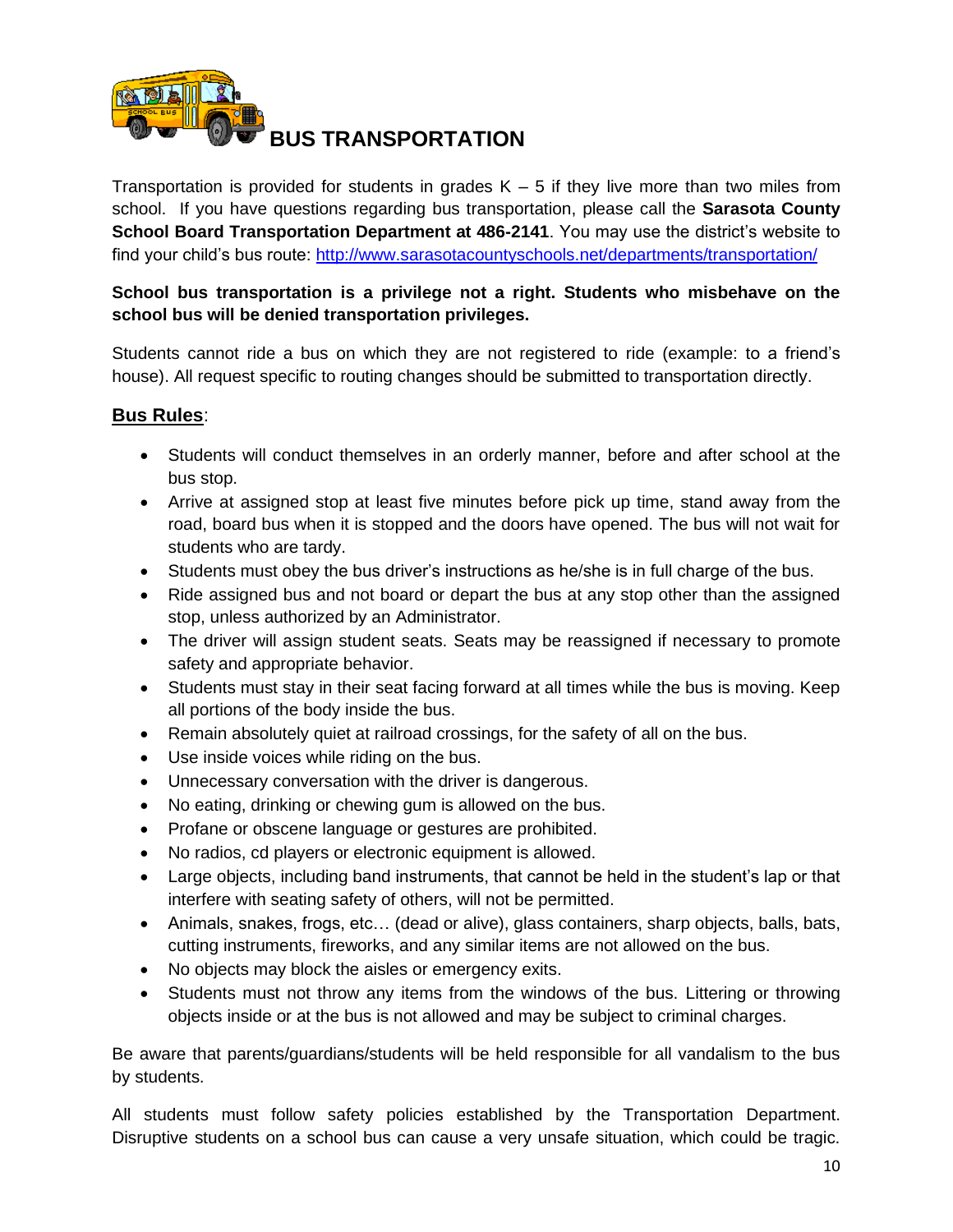# BUS TRANSPORTATION

Transportation is provided for students in grades K – 5 if they live more than two miles from school. If you have questions regarding bus transportation, please call the **Sarasota County School Board Transportation Department at 486-2141**. You may use the district's website to find your child's bus route: http://www.sarasotacountyschools.net/departments/transportation/

**School bus transportation is a privilege not a right. Students who misbehave on the school bus will be denied transportation privileges.**

Students cannot ride a bus on which they are not registered to ride (example: to a friend's house). All request specific to routing changes should be submitted to transportation directly.

## Bus Rules:

- Students will conduct themselves in an orderly manner, before and after school at the bus stop.
- Arrive at assigned stop at least five minutes before pick up time, stand away from the road, board bus when it is stopped and the doors have opened. The bus will not wait for students who are tardy.
- Students must obey the bus driver's instructions as he/she is in full charge of the bus.
- Ride assigned bus and not board or depart the bus at any stop other than the assigned stop, unless authorized by an Administrator.
- The driver will assign student seats. Seats may be reassigned if necessary to promote safety and appropriate behavior.
- Students must stay in their seat facing forward at all times while the bus is moving. Keep all portions of the body inside the bus.
- Remain absolutely quiet at railroad crossings, for the safety of all on the bus.
- Use inside voices while riding on the bus.
- Unnecessary conversation with the driver is dangerous.
- No eating, drinking or chewing gum is allowed on the bus.
- Profane or obscene language or gestures are prohibited.
- No radios, cd players or electronic equipment is allowed.
- Large objects, including band instruments, that cannot be held in the student's lap or that interfere with seating safety of others, will not be permitted.
- Animals, snakes, frogs, etc… (dead or alive), glass containers, sharp objects, balls, bats, cutting instruments, fireworks, and any similar items are not allowed on the bus.
- No objects may block the aisles or emergency exits.
- Students must not throw any items from the windows of the bus. Littering or throwing objects inside or at the bus is not allowed and may be subject to criminal charges.

Be aware that parents/guardians/students will be held responsible for all vandalism to the bus by students.

All students must follow safety policies established by the Transportation Department. Disruptive students on a school bus can cause a very unsafe situation, which could be tragic.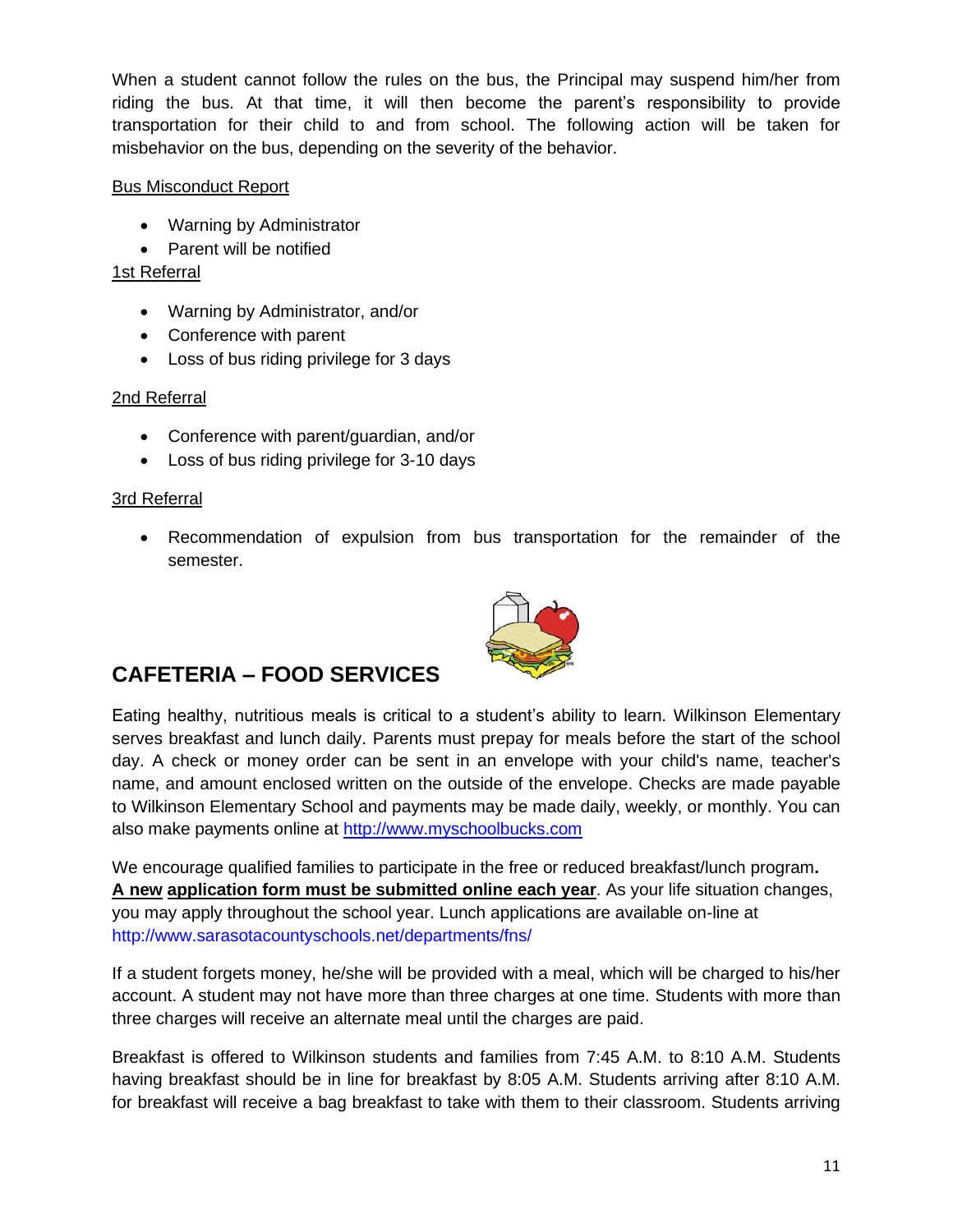When a student cannot follow the rules on the bus, the Principal may suspend him/her from riding the bus. At that time, it will then become the parent's responsibility to provide transportation for their child to and from school. The following action will be taken for misbehavior on the bus, depending on the severity of the behavior.

Bus Misconduct Report

- Warning by Administrator
- Parent will be notified

1st Referral

- Warning by Administrator, and/or
- Conference with parent
- Loss of bus riding privilege for 3 days

2nd Referral

- Conference with parent/guardian, and/or
- Loss of bus riding privilege for 3-10 days

3rd Referral

- Recommendation of expulsion from bus transportation for the remainder of the semester.

## CAFETERIA – FOOD SERVICES

Eating healthy, nutritious meals is critical to a student's ability to learn. Wilkinson Elementary serves breakfast and lunch daily. Parents must prepay for meals before the start of the school day. A check or money order can be sent in an envelope with your child's name, teacher's name, and amount enclosed written on the outside of the envelope. Checks are made payable to Wilkinson Elementary School and payments may be made daily, weekly, or monthly. You can also make payments online at http://www.myschoolbucks.com

We encourage qualified families to participate in the free or reduced breakfast/lunch program**.** **A new application form must be submitted online each year**. As your life situation changes, you may apply throughout the school year. Lunch applications are available on-line at http://www.sarasotacountyschools.net/departments/fns/

If a student forgets money, he/she will be provided with a meal, which will be charged to his/her account. A student may not have more than three charges at one time. Students with more than three charges will receive an alternate meal until the charges are paid.

Breakfast is offered to Wilkinson students and families from 7:45 A.M. to 8:10 A.M. Students having breakfast should be in line for breakfast by 8:05 A.M. Students arriving after 8:10 A.M. for breakfast will receive a bag breakfast to take with them to their classroom. Students arriving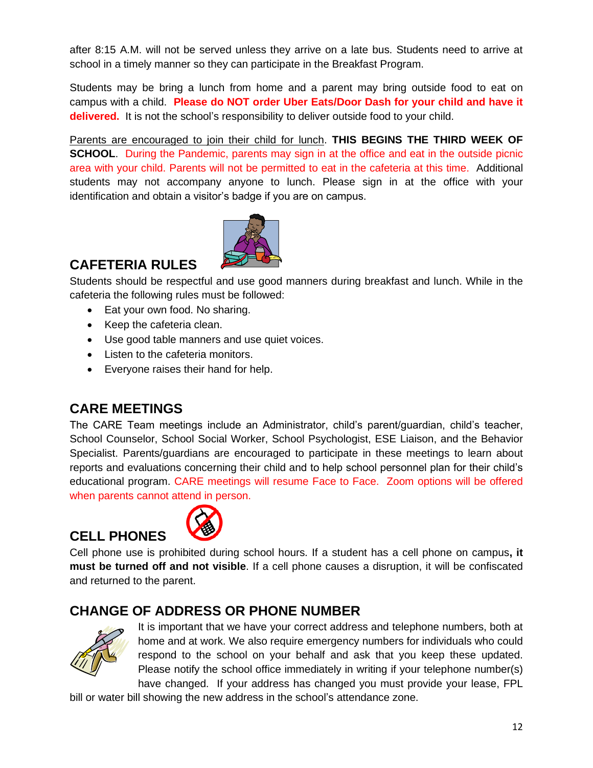after 8:15 A.M. will not be served unless they arrive on a late bus. Students need to arrive at school in a timely manner so they can participate in the Breakfast Program.

Students may be bring a lunch from home and a parent may bring outside food to eat on campus with a child. **Please do NOT order Uber Eats/Door Dash for your child and have it delivered.** It is not the school's responsibility to deliver outside food to your child.

Parents are encouraged to join their child for lunch. **THIS BEGINS THE THIRD WEEK OF SCHOOL**. During the Pandemic, parents may sign in at the office and eat in the outside picnic area with your child. Parents will not be permitted to eat in the cafeteria at this time. Additional students may not accompany anyone to lunch. Please sign in at the office with your identification and obtain a visitor's badge if you are on campus.

## CAFETERIA RULES

Students should be respectful and use good manners during breakfast and lunch. While in the cafeteria the following rules must be followed:

- Eat your own food. No sharing.
- Keep the cafeteria clean.
- Use good table manners and use quiet voices.
- Listen to the cafeteria monitors.
- Everyone raises their hand for help.

## CARE MEETINGS

The CARE Team meetings include an Administrator, child's parent/guardian, child's teacher, School Counselor, School Social Worker, School Psychologist, ESE Liaison, and the Behavior Specialist. Parents/guardians are encouraged to participate in these meetings to learn about reports and evaluations concerning their child and to help school personnel plan for their child's educational program. CARE meetings will resume Face to Face. Zoom options will be offered when parents cannot attend in person.

## CELL PHONES

Cell phone use is prohibited during school hours. If a student has a cell phone on campus**, it must be turned off and not visible**. If a cell phone causes a disruption, it will be confiscated and returned to the parent.

## CHANGE OF ADDRESS OR PHONE NUMBER

It is important that we have your correct address and telephone numbers, both at home and at work. We also require emergency numbers for individuals who could respond to the school on your behalf and ask that you keep these updated. Please notify the school office immediately in writing if your telephone number(s) have changed. If your address has changed you must provide your lease, FPL bill or water bill showing the new address in the school's attendance zone.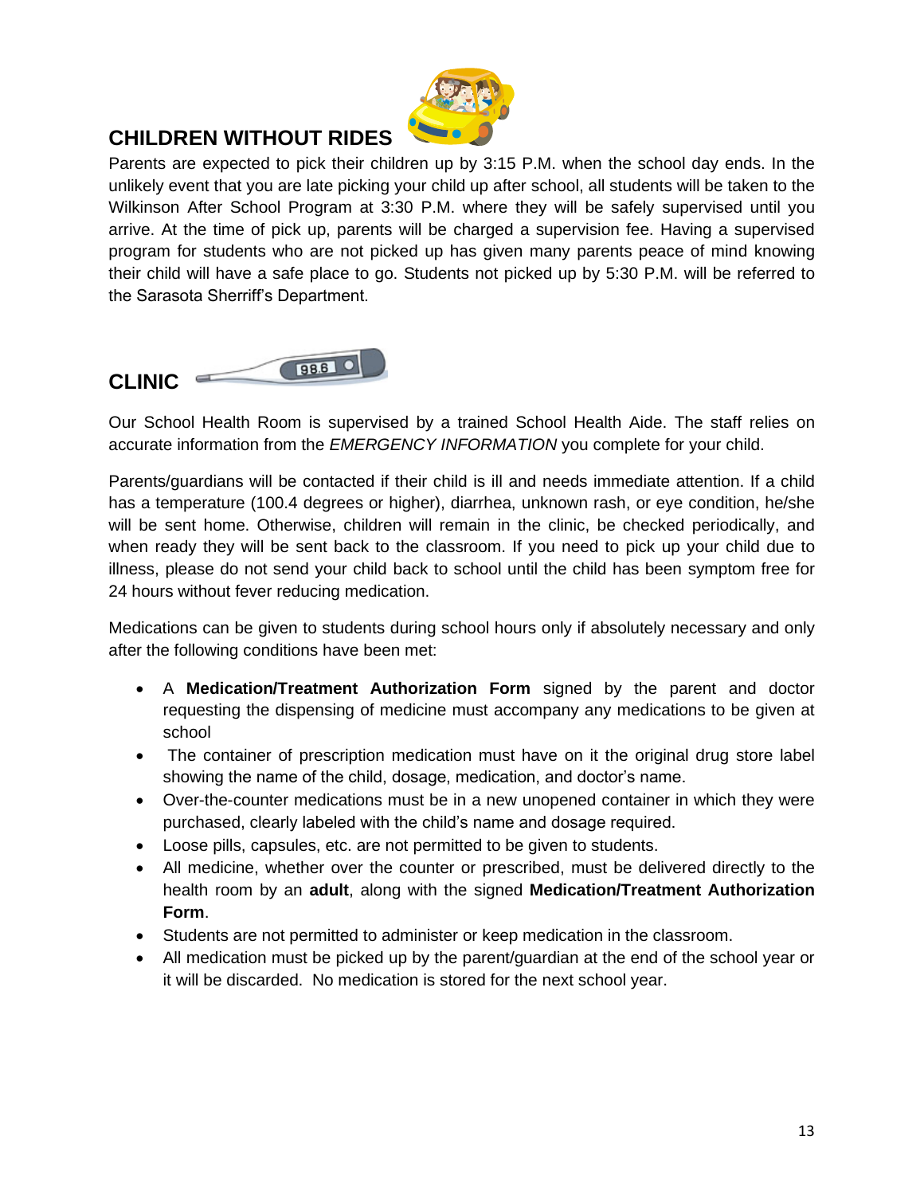## CHILDREN WITHOUT RIDES

Parents are expected to pick their children up by 3:15 P.M. when the school day ends. In the unlikely event that you are late picking your child up after school, all students will be taken to the Wilkinson After School Program at 3:30 P.M. where they will be safely supervised until you arrive. At the time of pick up, parents will be charged a supervision fee. Having a supervised program for students who are not picked up has given many parents peace of mind knowing their child will have a safe place to go. Students not picked up by 5:30 P.M. will be referred to the Sarasota Sherriff's Department.

## CLINIC

Our School Health Room is supervised by a trained School Health Aide. The staff relies on accurate information from the *EMERGENCY INFORMATION* you complete for your child.

Parents/guardians will be contacted if their child is ill and needs immediate attention. If a child has a temperature (100.4 degrees or higher), diarrhea, unknown rash, or eye condition, he/she will be sent home. Otherwise, children will remain in the clinic, be checked periodically, and when ready they will be sent back to the classroom. If you need to pick up your child due to illness, please do not send your child back to school until the child has been symptom free for 24 hours without fever reducing medication.

Medications can be given to students during school hours only if absolutely necessary and only after the following conditions have been met:

- A **Medication/Treatment Authorization Form** signed by the parent and doctor requesting the dispensing of medicine must accompany any medications to be given at school
- The container of prescription medication must have on it the original drug store label showing the name of the child, dosage, medication, and doctor's name.
- Over-the-counter medications must be in a new unopened container in which they were purchased, clearly labeled with the child's name and dosage required.
- Loose pills, capsules, etc. are not permitted to be given to students.
- All medicine, whether over the counter or prescribed, must be delivered directly to the health room by an **adult**, along with the signed **Medication/Treatment Authorization Form**.
- Students are not permitted to administer or keep medication in the classroom.
- All medication must be picked up by the parent/guardian at the end of the school year or it will be discarded. No medication is stored for the next school year.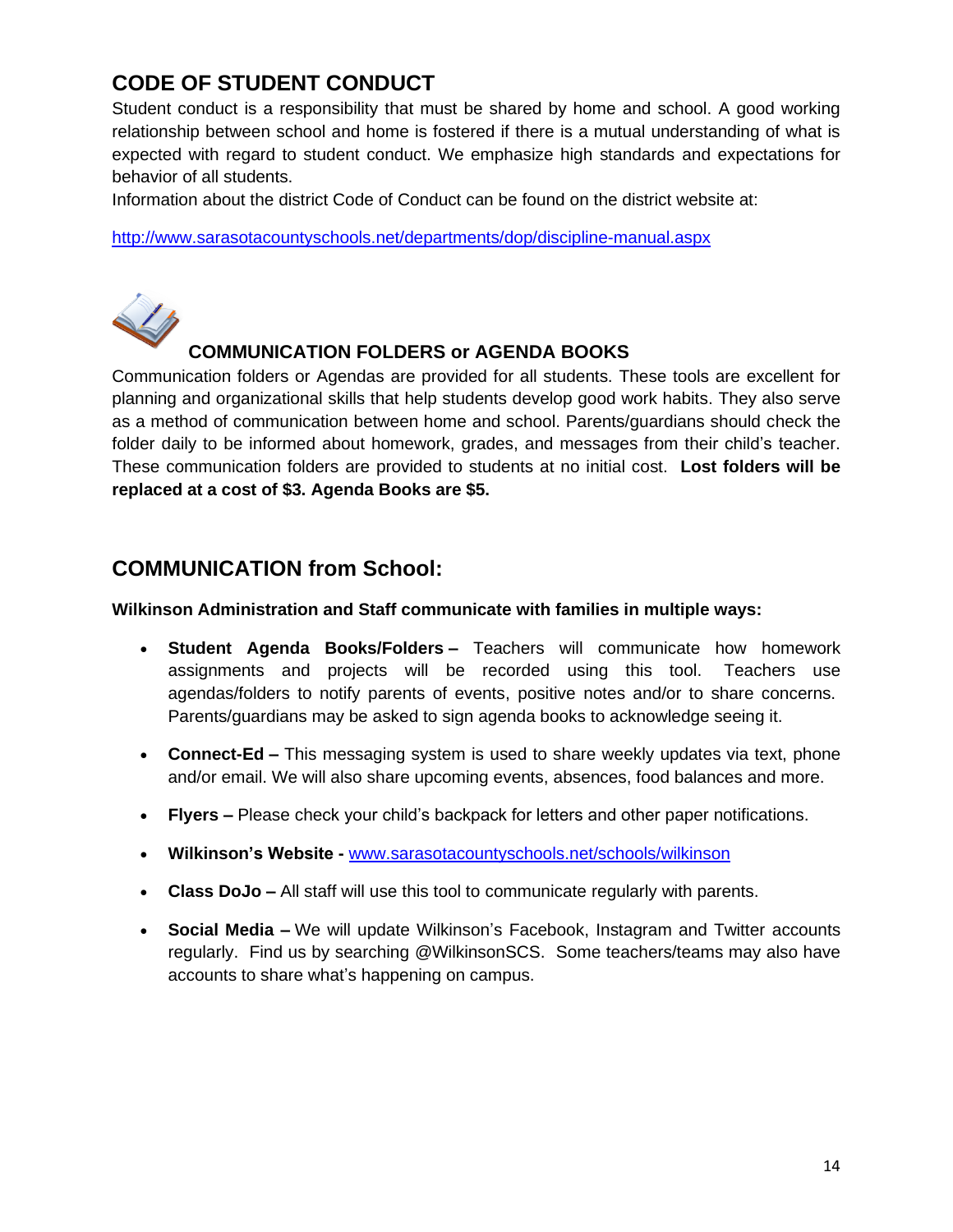## CODE OF STUDENT CONDUCT

Student conduct is a responsibility that must be shared by home and school. A good working relationship between school and home is fostered if there is a mutual understanding of what is expected with regard to student conduct. We emphasize high standards and expectations for behavior of all students.

Information about the district Code of Conduct can be found on the district website at:

http://www.sarasotacountyschools.net/departments/dop/discipline-manual.aspx

### COMMUNICATION FOLDERS or AGENDA BOOKS

Communication folders or Agendas are provided for all students. These tools are excellent for planning and organizational skills that help students develop good work habits. They also serve as a method of communication between home and school. Parents/guardians should check the folder daily to be informed about homework, grades, and messages from their child's teacher. These communication folders are provided to students at no initial cost. **Lost folders will be replaced at a cost of $3. Agenda Books are $5.**

## COMMUNICATION from School:

**Wilkinson Administration and Staff communicate with families in multiple ways:**

- **Student Agenda Books/Folders –** Teachers will communicate how homework assignments and projects will be recorded using this tool. Teachers use agendas/folders to notify parents of events, positive notes and/or to share concerns. Parents/guardians may be asked to sign agenda books to acknowledge seeing it.
- **Connect-Ed –** This messaging system is used to share weekly updates via text, phone and/or email. We will also share upcoming events, absences, food balances and more.
- **Flyers –** Please check your child's backpack for letters and other paper notifications.
- **Wilkinson's Website -** www.sarasotacountyschools.net/schools/wilkinson
- **Class DoJo –** All staff will use this tool to communicate regularly with parents.
- **Social Media –** We will update Wilkinson's Facebook, Instagram and Twitter accounts regularly. Find us by searching @WilkinsonSCS. Some teachers/teams may also have accounts to share what's happening on campus.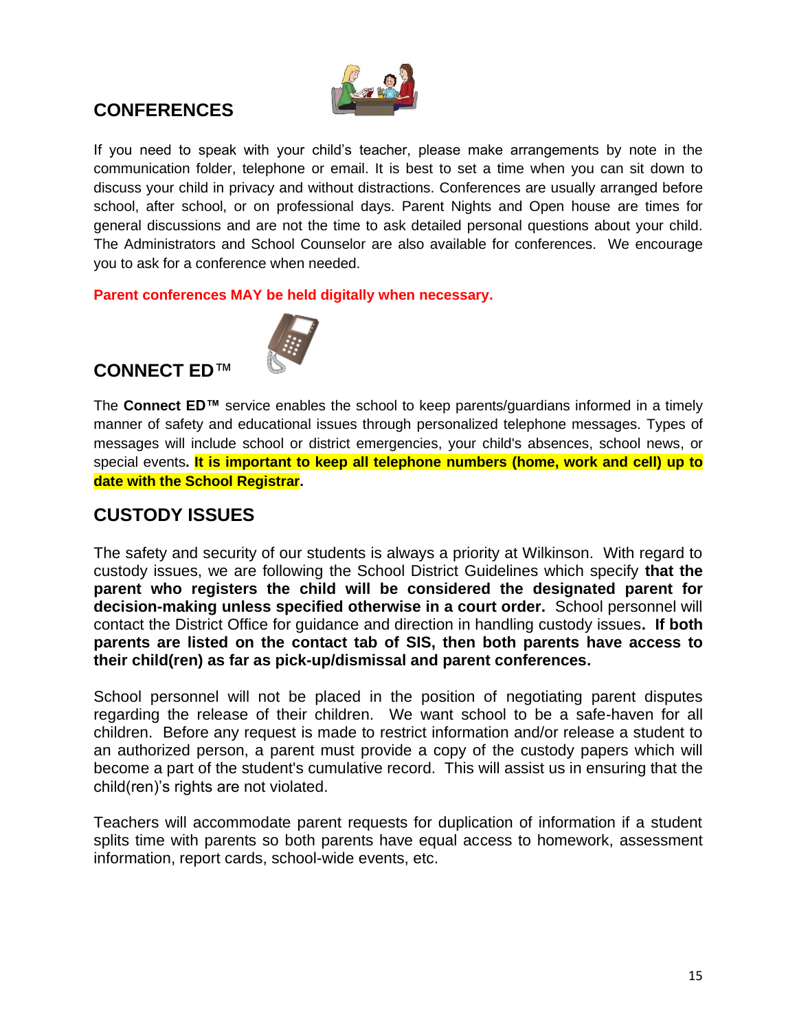## CONFERENCES

If you need to speak with your child's teacher, please make arrangements by note in the communication folder, telephone or email. It is best to set a time when you can sit down to discuss your child in privacy and without distractions. Conferences are usually arranged before school, after school, or on professional days. Parent Nights and Open house are times for general discussions and are not the time to ask detailed personal questions about your child. The Administrators and School Counselor are also available for conferences. We encourage you to ask for a conference when needed.

**Parent conferences MAY be held digitally when necessary.**

## CONNECT ED™

The **Connect ED™** service enables the school to keep parents/guardians informed in a timely manner of safety and educational issues through personalized telephone messages. Types of messages will include school or district emergencies, your child's absences, school news, or special events**. It is important to keep all telephone numbers (home, work and cell) up to date with the School Registrar.**

## CUSTODY ISSUES

The safety and security of our students is always a priority at Wilkinson. With regard to custody issues, we are following the School District Guidelines which specify **that the parent who registers the child will be considered the designated parent for decision-making unless specified otherwise in a court order.** School personnel will contact the District Office for guidance and direction in handling custody issues**. If both parents are listed on the contact tab of SIS, then both parents have access to their child(ren) as far as pick-up/dismissal and parent conferences.**

School personnel will not be placed in the position of negotiating parent disputes regarding the release of their children. We want school to be a safe-haven for all children. Before any request is made to restrict information and/or release a student to an authorized person, a parent must provide a copy of the custody papers which will become a part of the student's cumulative record. This will assist us in ensuring that the child(ren)'s rights are not violated.

Teachers will accommodate parent requests for duplication of information if a student splits time with parents so both parents have equal access to homework, assessment information, report cards, school-wide events, etc.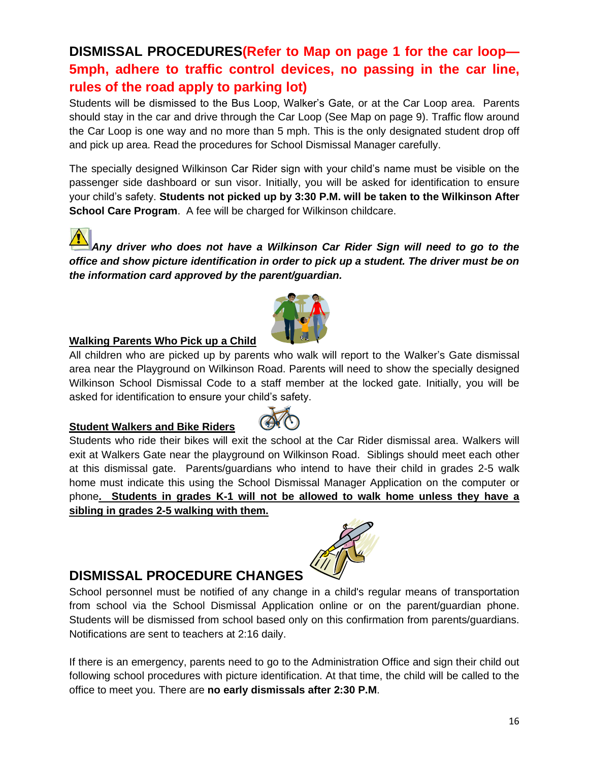## DISMISSAL PROCEDURES(Refer to Map on page 1 for the car loop—5mph, adhere to traffic control devices, no passing in the car line, rules of the road apply to parking lot)

Students will be dismissed to the Bus Loop, Walker's Gate, or at the Car Loop area. Parents should stay in the car and drive through the Car Loop (See Map on page 9). Traffic flow around the Car Loop is one way and no more than 5 mph. This is the only designated student drop off and pick up area. Read the procedures for School Dismissal Manager carefully.

The specially designed Wilkinson Car Rider sign with your child's name must be visible on the passenger side dashboard or sun visor. Initially, you will be asked for identification to ensure your child's safety. **Students not picked up by 3:30 P.M. will be taken to the Wilkinson After School Care Program**. A fee will be charged for Wilkinson childcare.

***Any driver who does not have a Wilkinson Car Rider Sign will need to go to the office and show picture identification in order to pick up a student. The driver must be on the information card approved by the parent/guardian.***

**Walking Parents Who Pick up a Child**

All children who are picked up by parents who walk will report to the Walker's Gate dismissal area near the Playground on Wilkinson Road. Parents will need to show the specially designed Wilkinson School Dismissal Code to a staff member at the locked gate. Initially, you will be asked for identification to ensure your child's safety.

**Student Walkers and Bike Riders**

Students who ride their bikes will exit the school at the Car Rider dismissal area. Walkers will exit at Walkers Gate near the playground on Wilkinson Road. Siblings should meet each other at this dismissal gate. Parents/guardians who intend to have their child in grades 2-5 walk home must indicate this using the School Dismissal Manager Application on the computer or phone**. Students in grades K-1 will not be allowed to walk home unless they have a sibling in grades 2-5 walking with them.**

## DISMISSAL PROCEDURE CHANGES

School personnel must be notified of any change in a child's regular means of transportation from school via the School Dismissal Application online or on the parent/guardian phone. Students will be dismissed from school based only on this confirmation from parents/guardians. Notifications are sent to teachers at 2:16 daily.

If there is an emergency, parents need to go to the Administration Office and sign their child out following school procedures with picture identification. At that time, the child will be called to the office to meet you. There are **no early dismissals after 2:30 P.M**.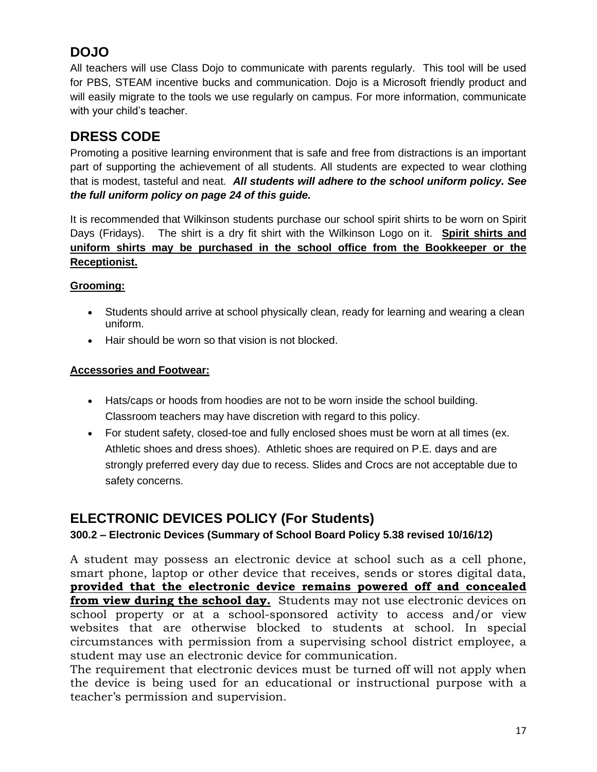## DOJO

All teachers will use Class Dojo to communicate with parents regularly. This tool will be used for PBS, STEAM incentive bucks and communication. Dojo is a Microsoft friendly product and will easily migrate to the tools we use regularly on campus. For more information, communicate with your child's teacher.

## DRESS CODE

Promoting a positive learning environment that is safe and free from distractions is an important part of supporting the achievement of all students. All students are expected to wear clothing that is modest, tasteful and neat. ***All students will adhere to the school uniform policy. See the full uniform policy on page 24 of this guide.***

It is recommended that Wilkinson students purchase our school spirit shirts to be worn on Spirit Days (Fridays). The shirt is a dry fit shirt with the Wilkinson Logo on it. <u>**Spirit shirts and uniform shirts may be purchased in the school office from the Bookkeeper or the Receptionist.**</u>

<u>**Grooming:**</u>

- Students should arrive at school physically clean, ready for learning and wearing a clean uniform.
- Hair should be worn so that vision is not blocked.

<u>**Accessories and Footwear:**</u>

- Hats/caps or hoods from hoodies are not to be worn inside the school building. Classroom teachers may have discretion with regard to this policy.
- For student safety, closed-toe and fully enclosed shoes must be worn at all times (ex. Athletic shoes and dress shoes). Athletic shoes are required on P.E. days and are strongly preferred every day due to recess. Slides and Crocs are not acceptable due to safety concerns.

## ELECTRONIC DEVICES POLICY (For Students)

**300.2 – Electronic Devices (Summary of School Board Policy 5.38 revised 10/16/12)**

A student may possess an electronic device at school such as a cell phone, smart phone, laptop or other device that receives, sends or stores digital data, <u>**provided that the electronic device remains powered off and concealed from view during the school day.**</u> Students may not use electronic devices on school property or at a school-sponsored activity to access and/or view websites that are otherwise blocked to students at school. In special circumstances with permission from a supervising school district employee, a student may use an electronic device for communication.
The requirement that electronic devices must be turned off will not apply when the device is being used for an educational or instructional purpose with a teacher's permission and supervision.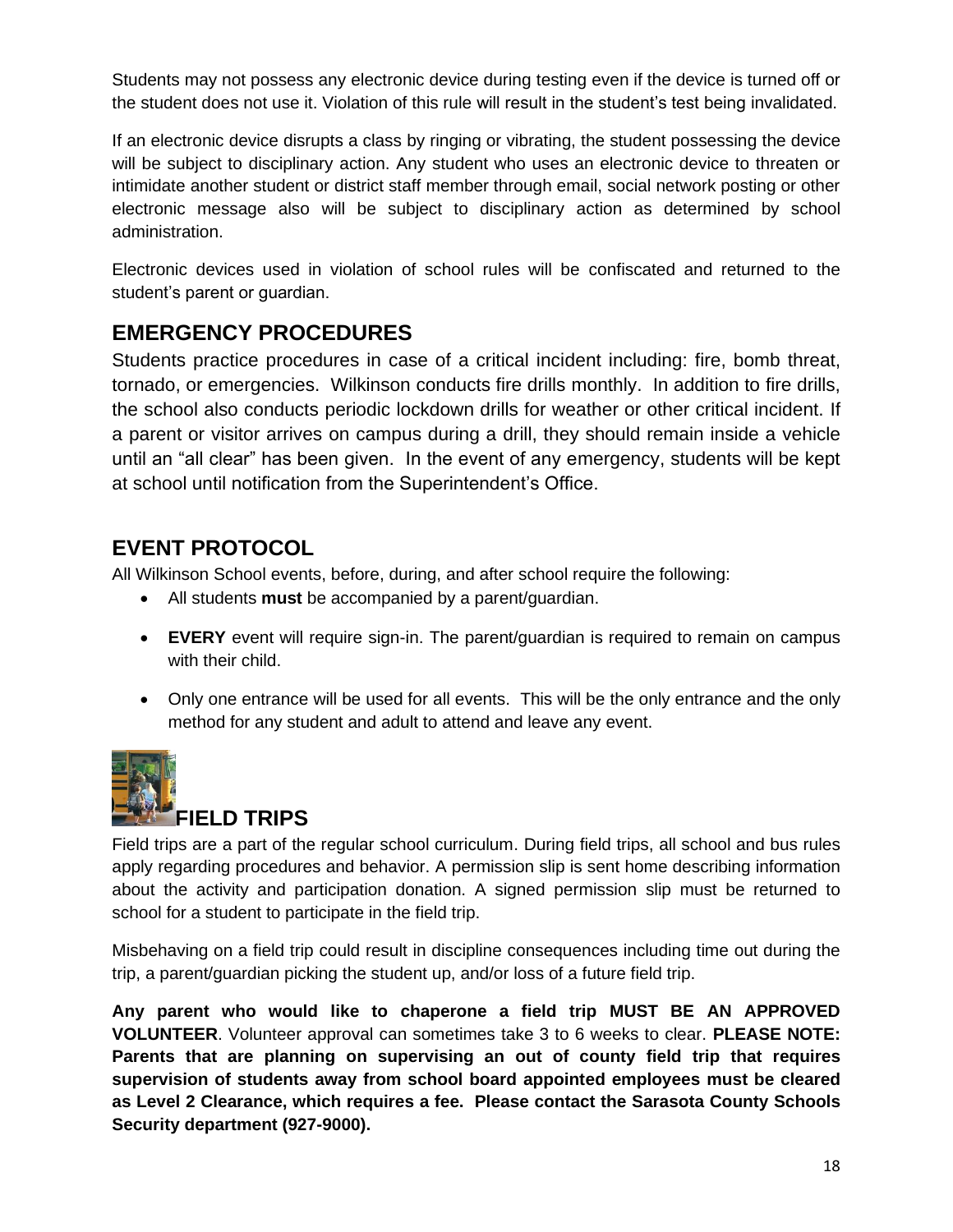Students may not possess any electronic device during testing even if the device is turned off or the student does not use it. Violation of this rule will result in the student's test being invalidated.

If an electronic device disrupts a class by ringing or vibrating, the student possessing the device will be subject to disciplinary action. Any student who uses an electronic device to threaten or intimidate another student or district staff member through email, social network posting or other electronic message also will be subject to disciplinary action as determined by school administration.

Electronic devices used in violation of school rules will be confiscated and returned to the student's parent or guardian.

## EMERGENCY PROCEDURES

Students practice procedures in case of a critical incident including: fire, bomb threat, tornado, or emergencies. Wilkinson conducts fire drills monthly. In addition to fire drills, the school also conducts periodic lockdown drills for weather or other critical incident. If a parent or visitor arrives on campus during a drill, they should remain inside a vehicle until an "all clear" has been given. In the event of any emergency, students will be kept at school until notification from the Superintendent's Office.

## EVENT PROTOCOL

All Wilkinson School events, before, during, and after school require the following:

- All students **must** be accompanied by a parent/guardian.
- **EVERY** event will require sign-in. The parent/guardian is required to remain on campus with their child.
- Only one entrance will be used for all events. This will be the only entrance and the only method for any student and adult to attend and leave any event.

## FIELD TRIPS

Field trips are a part of the regular school curriculum. During field trips, all school and bus rules apply regarding procedures and behavior. A permission slip is sent home describing information about the activity and participation donation. A signed permission slip must be returned to school for a student to participate in the field trip.

Misbehaving on a field trip could result in discipline consequences including time out during the trip, a parent/guardian picking the student up, and/or loss of a future field trip.

**Any parent who would like to chaperone a field trip MUST BE AN APPROVED VOLUNTEER**. Volunteer approval can sometimes take 3 to 6 weeks to clear. **PLEASE NOTE: Parents that are planning on supervising an out of county field trip that requires supervision of students away from school board appointed employees must be cleared as Level 2 Clearance, which requires a fee. Please contact the Sarasota County Schools Security department (927-9000).**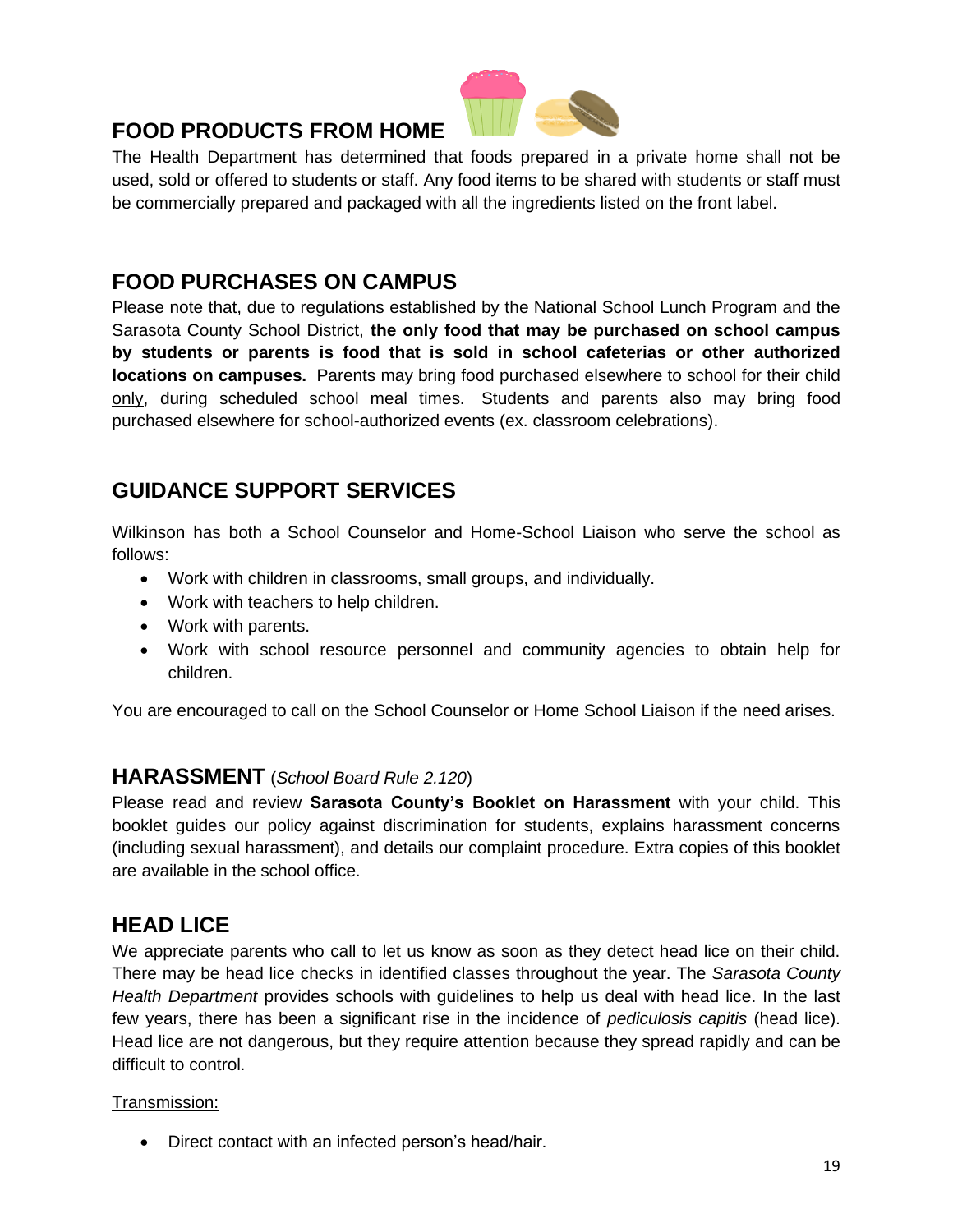## FOOD PRODUCTS FROM HOME

The Health Department has determined that foods prepared in a private home shall not be used, sold or offered to students or staff. Any food items to be shared with students or staff must be commercially prepared and packaged with all the ingredients listed on the front label.

## FOOD PURCHASES ON CAMPUS

Please note that, due to regulations established by the National School Lunch Program and the Sarasota County School District, **the only food that may be purchased on school campus by students or parents is food that is sold in school cafeterias or other authorized locations on campuses.** Parents may bring food purchased elsewhere to school for their child only, during scheduled school meal times. Students and parents also may bring food purchased elsewhere for school-authorized events (ex. classroom celebrations).

## GUIDANCE SUPPORT SERVICES

Wilkinson has both a School Counselor and Home-School Liaison who serve the school as follows:

- Work with children in classrooms, small groups, and individually.
- Work with teachers to help children.
- Work with parents.
- Work with school resource personnel and community agencies to obtain help for children.

You are encouraged to call on the School Counselor or Home School Liaison if the need arises.

## HARASSMENT (*School Board Rule 2.120*)

Please read and review **Sarasota County's Booklet on Harassment** with your child. This booklet guides our policy against discrimination for students, explains harassment concerns (including sexual harassment), and details our complaint procedure. Extra copies of this booklet are available in the school office.

## HEAD LICE

We appreciate parents who call to let us know as soon as they detect head lice on their child. There may be head lice checks in identified classes throughout the year. The *Sarasota County Health Department* provides schools with guidelines to help us deal with head lice. In the last few years, there has been a significant rise in the incidence of *pediculosis capitis* (head lice). Head lice are not dangerous, but they require attention because they spread rapidly and can be difficult to control.

Transmission:

- Direct contact with an infected person's head/hair.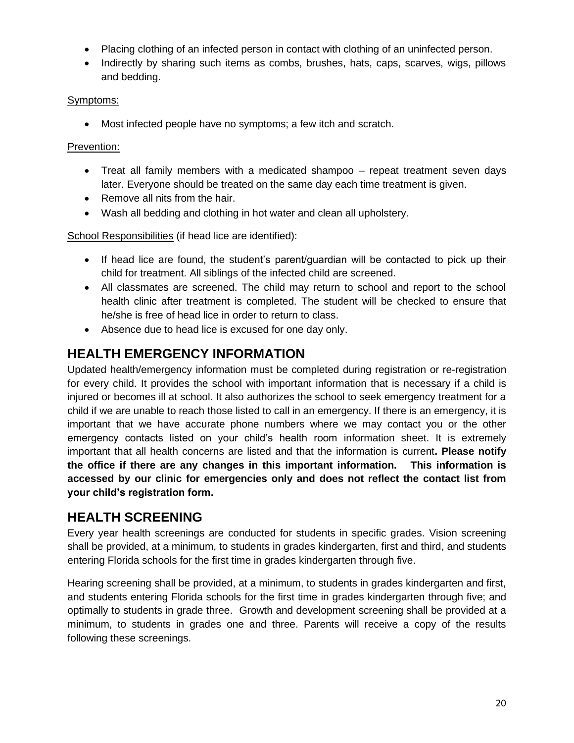- Placing clothing of an infected person in contact with clothing of an uninfected person.
- Indirectly by sharing such items as combs, brushes, hats, caps, scarves, wigs, pillows and bedding.

Symptoms:

- Most infected people have no symptoms; a few itch and scratch.

Prevention:

- Treat all family members with a medicated shampoo – repeat treatment seven days later. Everyone should be treated on the same day each time treatment is given.
- Remove all nits from the hair.
- Wash all bedding and clothing in hot water and clean all upholstery.

School Responsibilities (if head lice are identified):

- If head lice are found, the student's parent/guardian will be contacted to pick up their child for treatment. All siblings of the infected child are screened.
- All classmates are screened. The child may return to school and report to the school health clinic after treatment is completed. The student will be checked to ensure that he/she is free of head lice in order to return to class.
- Absence due to head lice is excused for one day only.

## HEALTH EMERGENCY INFORMATION

Updated health/emergency information must be completed during registration or re-registration for every child. It provides the school with important information that is necessary if a child is injured or becomes ill at school. It also authorizes the school to seek emergency treatment for a child if we are unable to reach those listed to call in an emergency. If there is an emergency, it is important that we have accurate phone numbers where we may contact you or the other emergency contacts listed on your child's health room information sheet. It is extremely important that all health concerns are listed and that the information is current**. Please notify the office if there are any changes in this important information. This information is accessed by our clinic for emergencies only and does not reflect the contact list from your child's registration form.**

## HEALTH SCREENING

Every year health screenings are conducted for students in specific grades. Vision screening shall be provided, at a minimum, to students in grades kindergarten, first and third, and students entering Florida schools for the first time in grades kindergarten through five.

Hearing screening shall be provided, at a minimum, to students in grades kindergarten and first, and students entering Florida schools for the first time in grades kindergarten through five; and optimally to students in grade three. Growth and development screening shall be provided at a minimum, to students in grades one and three. Parents will receive a copy of the results following these screenings.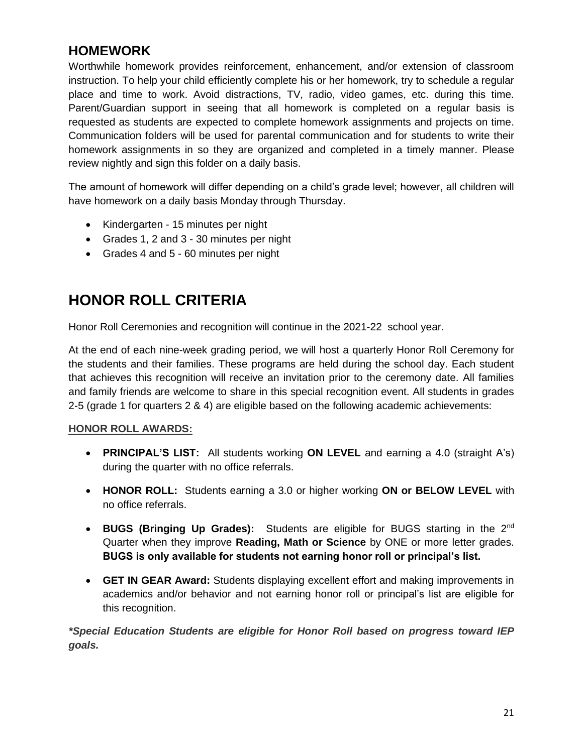## HOMEWORK

Worthwhile homework provides reinforcement, enhancement, and/or extension of classroom instruction. To help your child efficiently complete his or her homework, try to schedule a regular place and time to work. Avoid distractions, TV, radio, video games, etc. during this time. Parent/Guardian support in seeing that all homework is completed on a regular basis is requested as students are expected to complete homework assignments and projects on time. Communication folders will be used for parental communication and for students to write their homework assignments in so they are organized and completed in a timely manner. Please review nightly and sign this folder on a daily basis.

The amount of homework will differ depending on a child's grade level; however, all children will have homework on a daily basis Monday through Thursday.

- Kindergarten - 15 minutes per night
- Grades 1, 2 and 3 - 30 minutes per night
- Grades 4 and 5 - 60 minutes per night

# HONOR ROLL CRITERIA

Honor Roll Ceremonies and recognition will continue in the 2021-22 school year.

At the end of each nine-week grading period, we will host a quarterly Honor Roll Ceremony for the students and their families. These programs are held during the school day. Each student that achieves this recognition will receive an invitation prior to the ceremony date. All families and family friends are welcome to share in this special recognition event. All students in grades 2-5 (grade 1 for quarters 2 & 4) are eligible based on the following academic achievements:

**HONOR ROLL AWARDS:**

- **PRINCIPAL'S LIST:** All students working **ON LEVEL** and earning a 4.0 (straight A's) during the quarter with no office referrals.
- **HONOR ROLL:** Students earning a 3.0 or higher working **ON or BELOW LEVEL** with no office referrals.
- **BUGS (Bringing Up Grades):** Students are eligible for BUGS starting in the 2nd Quarter when they improve **Reading, Math or Science** by ONE or more letter grades. **BUGS is only available for students not earning honor roll or principal's list.**
- **GET IN GEAR Award:** Students displaying excellent effort and making improvements in academics and/or behavior and not earning honor roll or principal's list are eligible for this recognition.

***Special Education Students are eligible for Honor Roll based on progress toward IEP goals.***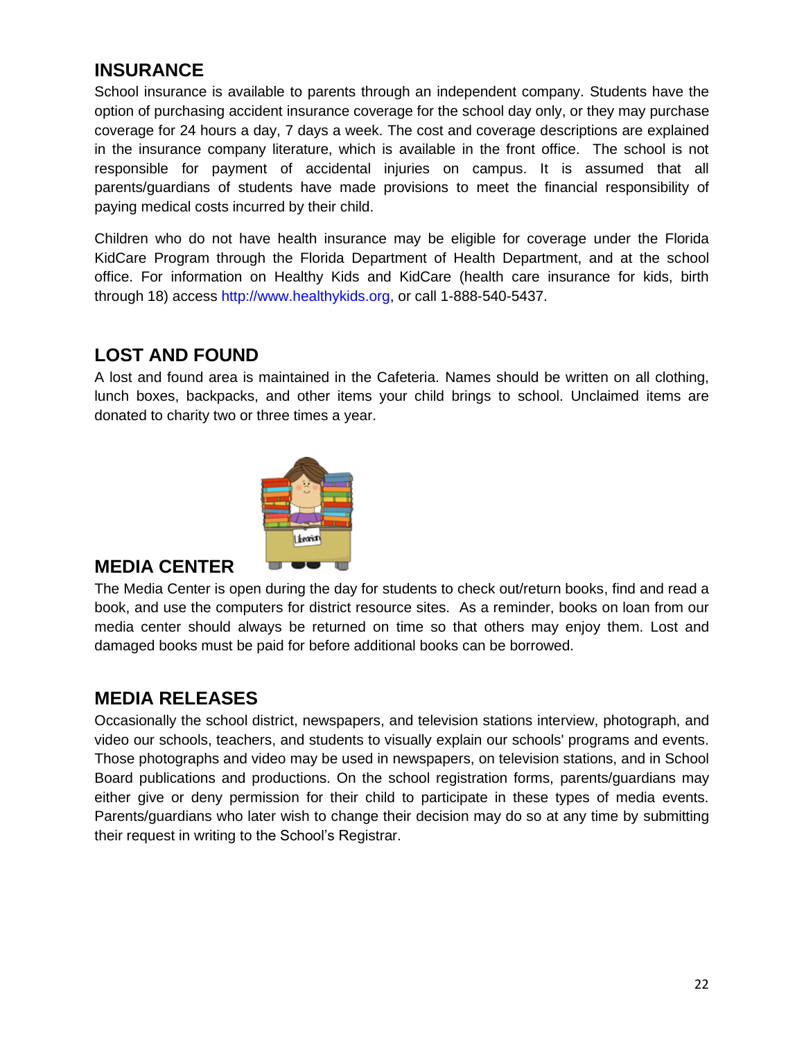## INSURANCE

School insurance is available to parents through an independent company. Students have the option of purchasing accident insurance coverage for the school day only, or they may purchase coverage for 24 hours a day, 7 days a week. The cost and coverage descriptions are explained in the insurance company literature, which is available in the front office. The school is not responsible for payment of accidental injuries on campus. It is assumed that all parents/guardians of students have made provisions to meet the financial responsibility of paying medical costs incurred by their child.

Children who do not have health insurance may be eligible for coverage under the Florida KidCare Program through the Florida Department of Health Department, and at the school office. For information on Healthy Kids and KidCare (health care insurance for kids, birth through 18) access http://www.healthykids.org, or call 1-888-540-5437.

## LOST AND FOUND

A lost and found area is maintained in the Cafeteria. Names should be written on all clothing, lunch boxes, backpacks, and other items your child brings to school. Unclaimed items are donated to charity two or three times a year.

## MEDIA CENTER

The Media Center is open during the day for students to check out/return books, find and read a book, and use the computers for district resource sites. As a reminder, books on loan from our media center should always be returned on time so that others may enjoy them. Lost and damaged books must be paid for before additional books can be borrowed.

## MEDIA RELEASES

Occasionally the school district, newspapers, and television stations interview, photograph, and video our schools, teachers, and students to visually explain our schools' programs and events. Those photographs and video may be used in newspapers, on television stations, and in School Board publications and productions. On the school registration forms, parents/guardians may either give or deny permission for their child to participate in these types of media events. Parents/guardians who later wish to change their decision may do so at any time by submitting their request in writing to the School's Registrar.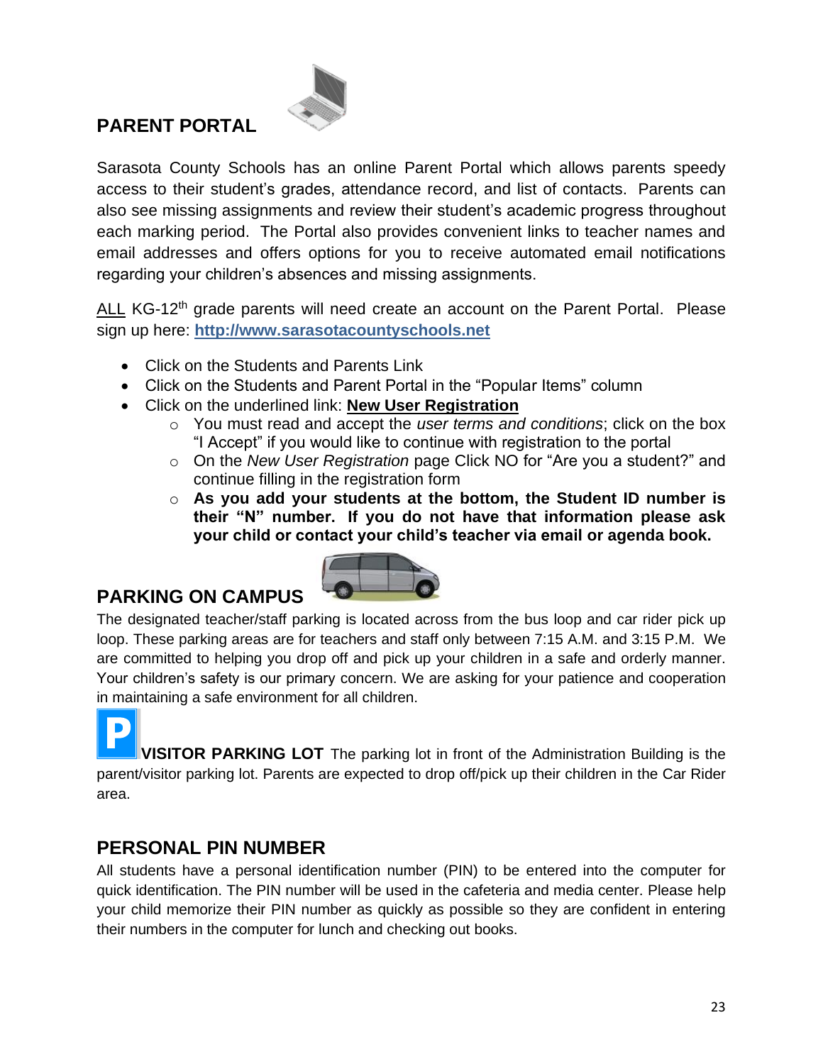## PARENT PORTAL

Sarasota County Schools has an online Parent Portal which allows parents speedy access to their student's grades, attendance record, and list of contacts. Parents can also see missing assignments and review their student's academic progress throughout each marking period. The Portal also provides convenient links to teacher names and email addresses and offers options for you to receive automated email notifications regarding your children's absences and missing assignments.

ALL KG-12th grade parents will need create an account on the Parent Portal. Please sign up here: **http://www.sarasotacountyschools.net**

- Click on the Students and Parents Link
- Click on the Students and Parent Portal in the "Popular Items" column
- Click on the underlined link: **New User Registration**
  - You must read and accept the *user terms and conditions*; click on the box "I Accept" if you would like to continue with registration to the portal
  - On the *New User Registration* page Click NO for "Are you a student?" and continue filling in the registration form
  - **As you add your students at the bottom, the Student ID number is their "N" number. If you do not have that information please ask your child or contact your child's teacher via email or agenda book.**

## PARKING ON CAMPUS

The designated teacher/staff parking is located across from the bus loop and car rider pick up loop. These parking areas are for teachers and staff only between 7:15 A.M. and 3:15 P.M. We are committed to helping you drop off and pick up your children in a safe and orderly manner. Your children's safety is our primary concern. We are asking for your patience and cooperation in maintaining a safe environment for all children.

**VISITOR PARKING LOT** The parking lot in front of the Administration Building is the parent/visitor parking lot. Parents are expected to drop off/pick up their children in the Car Rider area.

## PERSONAL PIN NUMBER

All students have a personal identification number (PIN) to be entered into the computer for quick identification. The PIN number will be used in the cafeteria and media center. Please help your child memorize their PIN number as quickly as possible so they are confident in entering their numbers in the computer for lunch and checking out books.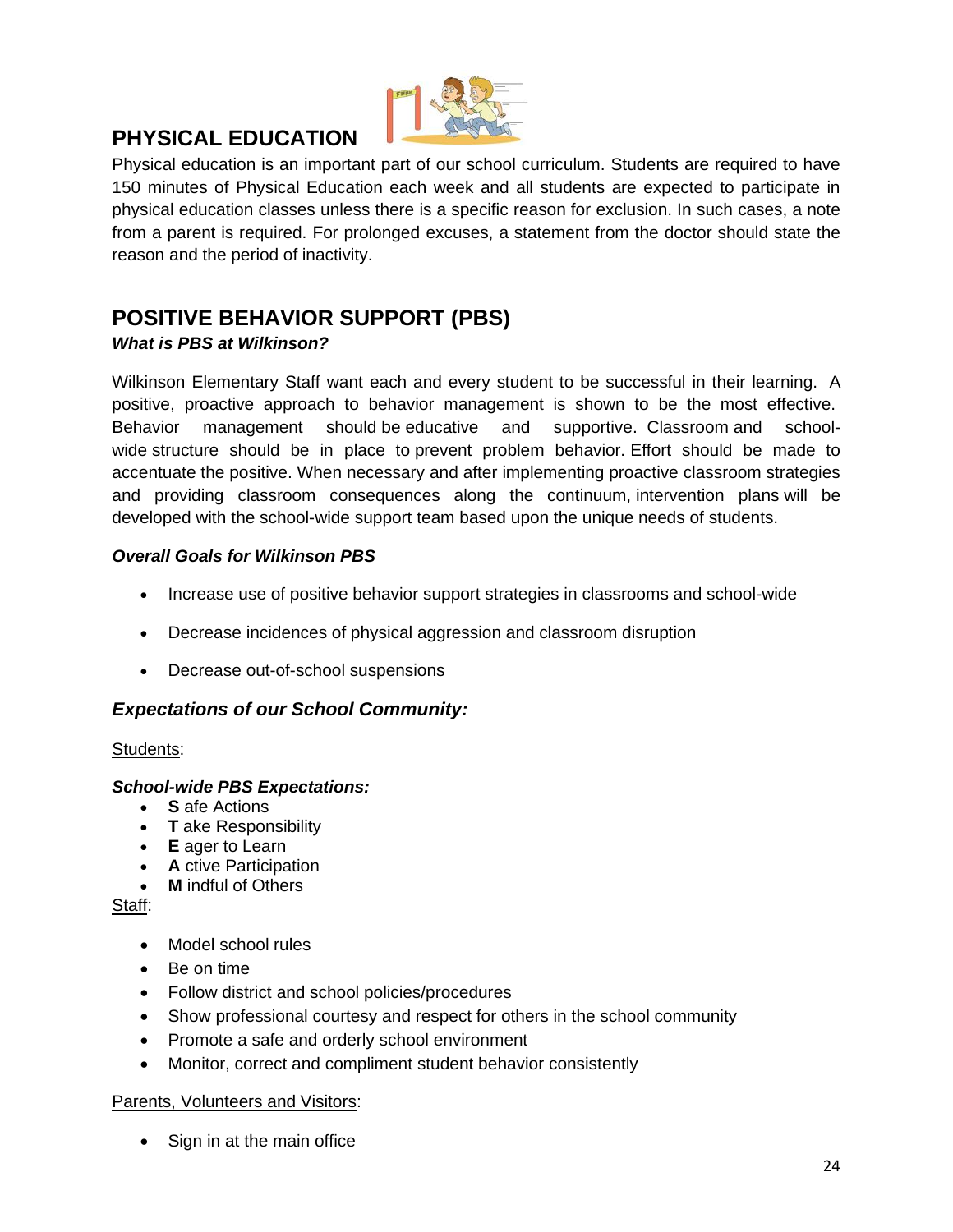## PHYSICAL EDUCATION

Physical education is an important part of our school curriculum. Students are required to have 150 minutes of Physical Education each week and all students are expected to participate in physical education classes unless there is a specific reason for exclusion. In such cases, a note from a parent is required. For prolonged excuses, a statement from the doctor should state the reason and the period of inactivity.

## POSITIVE BEHAVIOR SUPPORT (PBS)

***What is PBS at Wilkinson?***

Wilkinson Elementary Staff want each and every student to be successful in their learning. A positive, proactive approach to behavior management is shown to be the most effective. Behavior management should be educative and supportive. Classroom and school-wide structure should be in place to prevent problem behavior. Effort should be made to accentuate the positive. When necessary and after implementing proactive classroom strategies and providing classroom consequences along the continuum, intervention plans will be developed with the school-wide support team based upon the unique needs of students.

***Overall Goals for Wilkinson PBS***

- Increase use of positive behavior support strategies in classrooms and school-wide
- Decrease incidences of physical aggression and classroom disruption
- Decrease out-of-school suspensions

### *Expectations of our School Community:*

Students:

***School-wide PBS Expectations:***

- **S** afe Actions
- **T** ake Responsibility
- **E** ager to Learn
- **A** ctive Participation
- **M** indful of Others

Staff:

- Model school rules
- Be on time
- Follow district and school policies/procedures
- Show professional courtesy and respect for others in the school community
- Promote a safe and orderly school environment
- Monitor, correct and compliment student behavior consistently

Parents, Volunteers and Visitors:

- Sign in at the main office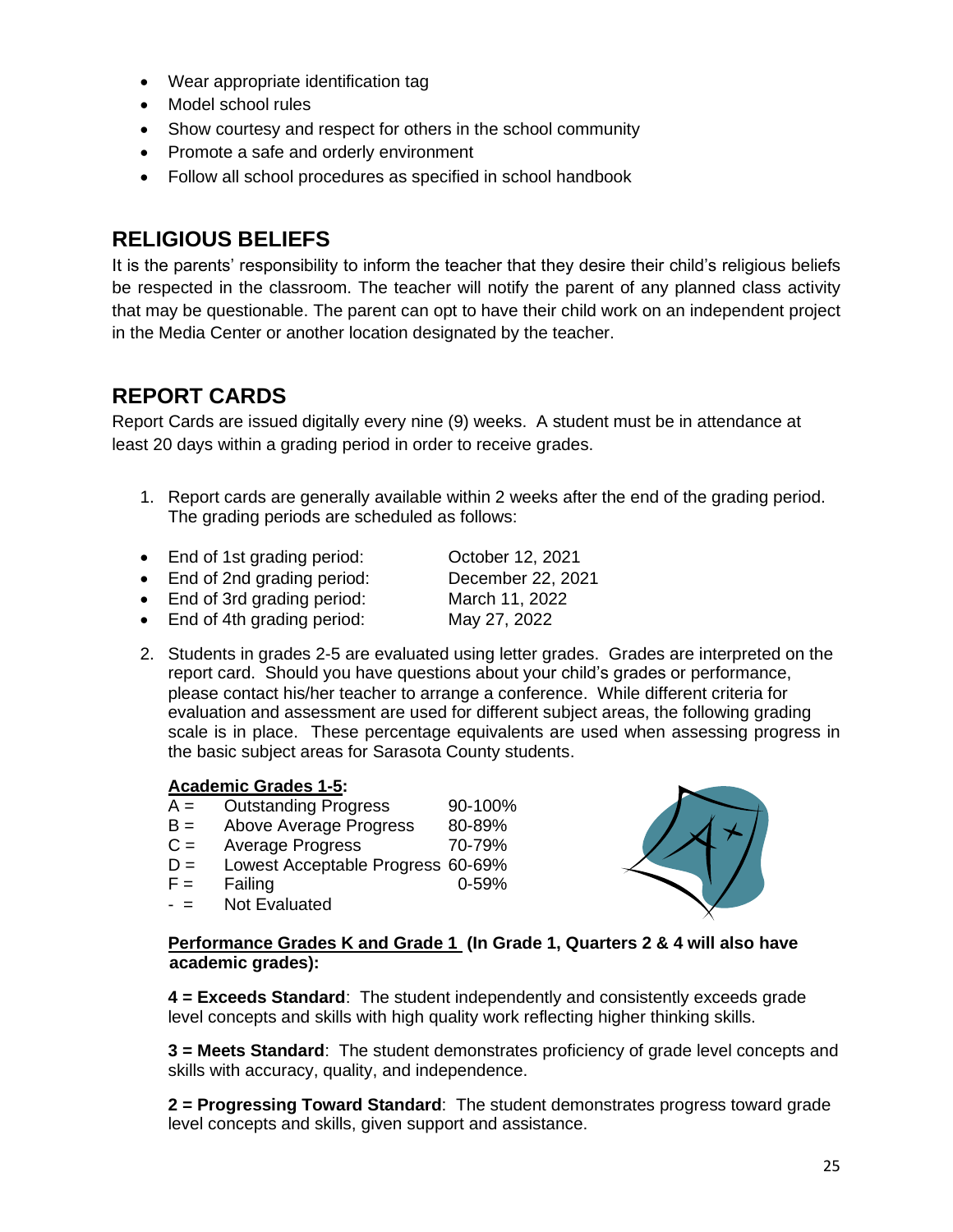- Wear appropriate identification tag
- Model school rules
- Show courtesy and respect for others in the school community
- Promote a safe and orderly environment
- Follow all school procedures as specified in school handbook

## RELIGIOUS BELIEFS

It is the parents' responsibility to inform the teacher that they desire their child's religious beliefs be respected in the classroom. The teacher will notify the parent of any planned class activity that may be questionable. The parent can opt to have their child work on an independent project in the Media Center or another location designated by the teacher.

## REPORT CARDS

Report Cards are issued digitally every nine (9) weeks. A student must be in attendance at least 20 days within a grading period in order to receive grades.

1. Report cards are generally available within 2 weeks after the end of the grading period. The grading periods are scheduled as follows:

- End of 1st grading period: October 12, 2021
- End of 2nd grading period: December 22, 2021
- End of 3rd grading period: March 11, 2022
- End of 4th grading period: May 27, 2022

2. Students in grades 2-5 are evaluated using letter grades. Grades are interpreted on the report card. Should you have questions about your child's grades or performance, please contact his/her teacher to arrange a conference. While different criteria for evaluation and assessment are used for different subject areas, the following grading scale is in place. These percentage equivalents are used when assessing progress in the basic subject areas for Sarasota County students.

**Academic Grades 1-5:**

| | | |
|---|---|---|
| A = | Outstanding Progress | 90-100% |
| B = | Above Average Progress | 80-89% |
| C = | Average Progress | 70-79% |
| D = | Lowest Acceptable Progress | 60-69% |
| F = | Failing | 0-59% |
| - = | Not Evaluated | |

**Performance Grades K and Grade 1 (In Grade 1, Quarters 2 & 4 will also have academic grades):**

**4 = Exceeds Standard**: The student independently and consistently exceeds grade level concepts and skills with high quality work reflecting higher thinking skills.

**3 = Meets Standard**: The student demonstrates proficiency of grade level concepts and skills with accuracy, quality, and independence.

**2 = Progressing Toward Standard**: The student demonstrates progress toward grade level concepts and skills, given support and assistance.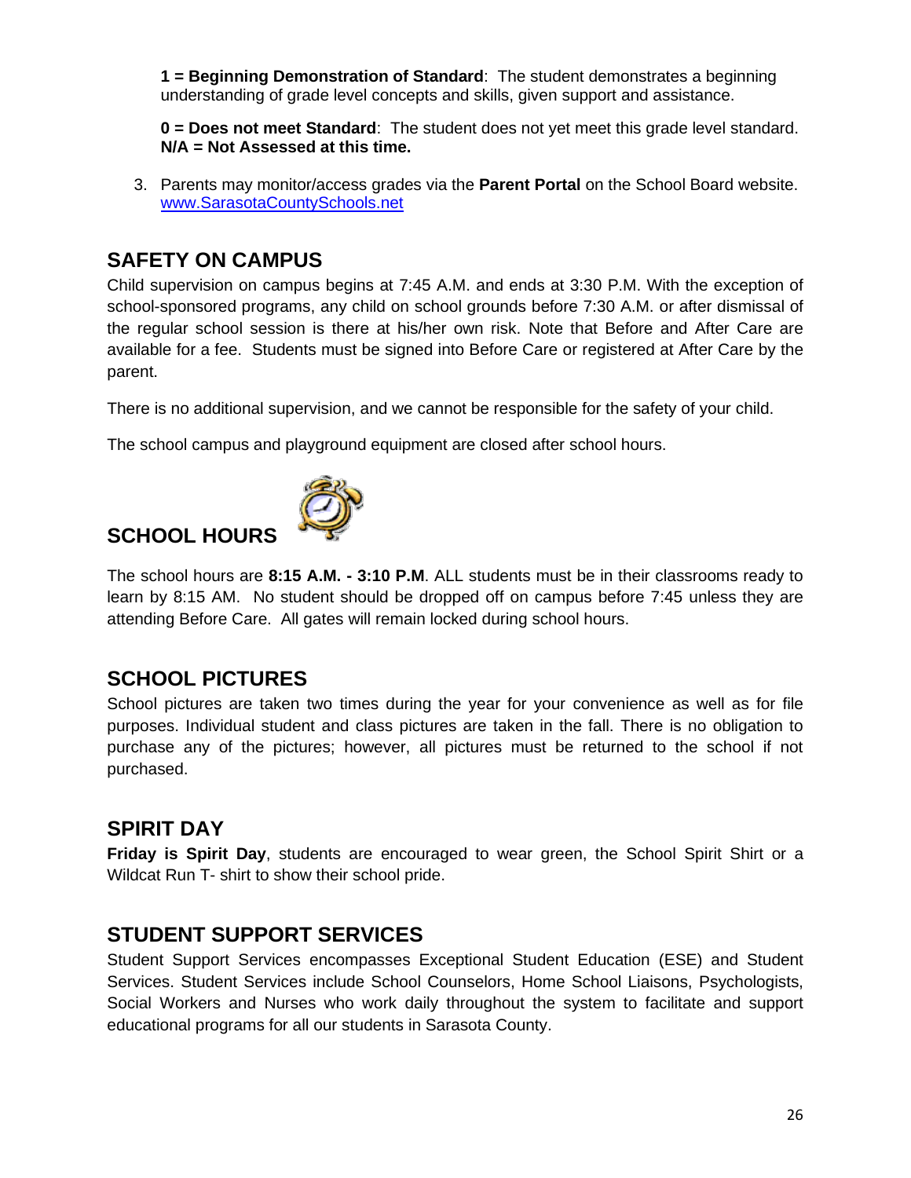**1 = Beginning Demonstration of Standard**: The student demonstrates a beginning understanding of grade level concepts and skills, given support and assistance.

**0 = Does not meet Standard**: The student does not yet meet this grade level standard.
**N/A = Not Assessed at this time.**

3. Parents may monitor/access grades via the **Parent Portal** on the School Board website. [www.SarasotaCountySchools.net](http://www.SarasotaCountySchools.net)

## SAFETY ON CAMPUS

Child supervision on campus begins at 7:45 A.M. and ends at 3:30 P.M. With the exception of school-sponsored programs, any child on school grounds before 7:30 A.M. or after dismissal of the regular school session is there at his/her own risk. Note that Before and After Care are available for a fee. Students must be signed into Before Care or registered at After Care by the parent.

There is no additional supervision, and we cannot be responsible for the safety of your child.

The school campus and playground equipment are closed after school hours.

## SCHOOL HOURS

The school hours are **8:15 A.M. - 3:10 P.M**. ALL students must be in their classrooms ready to learn by 8:15 AM. No student should be dropped off on campus before 7:45 unless they are attending Before Care. All gates will remain locked during school hours.

## SCHOOL PICTURES

School pictures are taken two times during the year for your convenience as well as for file purposes. Individual student and class pictures are taken in the fall. There is no obligation to purchase any of the pictures; however, all pictures must be returned to the school if not purchased.

## SPIRIT DAY

**Friday is Spirit Day**, students are encouraged to wear green, the School Spirit Shirt or a Wildcat Run T- shirt to show their school pride.

## STUDENT SUPPORT SERVICES

Student Support Services encompasses Exceptional Student Education (ESE) and Student Services. Student Services include School Counselors, Home School Liaisons, Psychologists, Social Workers and Nurses who work daily throughout the system to facilitate and support educational programs for all our students in Sarasota County.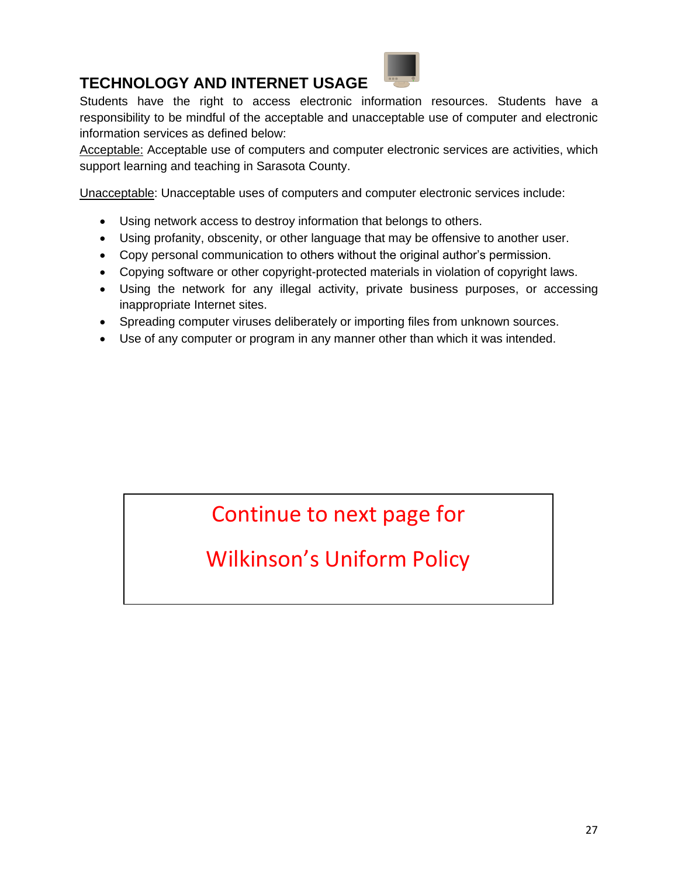## TECHNOLOGY AND INTERNET USAGE

Students have the right to access electronic information resources. Students have a responsibility to be mindful of the acceptable and unacceptable use of computer and electronic information services as defined below:

Acceptable: Acceptable use of computers and computer electronic services are activities, which support learning and teaching in Sarasota County.

Unacceptable: Unacceptable uses of computers and computer electronic services include:

- Using network access to destroy information that belongs to others.
- Using profanity, obscenity, or other language that may be offensive to another user.
- Copy personal communication to others without the original author's permission.
- Copying software or other copyright-protected materials in violation of copyright laws.
- Using the network for any illegal activity, private business purposes, or accessing inappropriate Internet sites.
- Spreading computer viruses deliberately or importing files from unknown sources.
- Use of any computer or program in any manner other than which it was intended.

Continue to next page for

Wilkinson's Uniform Policy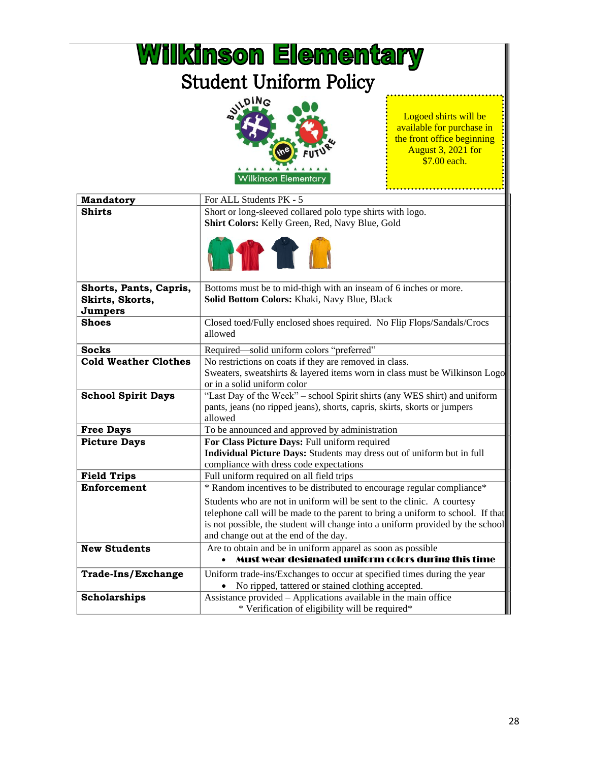# Wilkinson Elementary

## Student Uniform Policy

Logoed shirts will be available for purchase in the front office beginning August 3, 2021 for $7.00 each.

| Mandatory | For ALL Students PK - 5 |
|---|---|
| **Shirts** | Short or long-sleeved collared polo type shirts with logo.<br>**Shirt Colors:** Kelly Green, Red, Navy Blue, Gold |
| **Shorts, Pants, Capris, Skirts, Skorts, Jumpers** | Bottoms must be to mid-thigh with an inseam of 6 inches or more.<br>**Solid Bottom Colors:** Khaki, Navy Blue, Black |
| **Shoes** | Closed toed/Fully enclosed shoes required. No Flip Flops/Sandals/Crocs allowed |
| **Socks** | Required—solid uniform colors "preferred" |
| **Cold Weather Clothes** | No restrictions on coats if they are removed in class.<br>Sweaters, sweatshirts & layered items worn in class must be Wilkinson Logo or in a solid uniform color |
| **School Spirit Days** | "Last Day of the Week" – school Spirit shirts (any WES shirt) and uniform pants, jeans (no ripped jeans), shorts, capris, skirts, skorts or jumpers allowed |
| **Free Days** | To be announced and approved by administration |
| **Picture Days** | **For Class Picture Days:** Full uniform required<br>**Individual Picture Days:** Students may dress out of uniform but in full compliance with dress code expectations |
| **Field Trips** | Full uniform required on all field trips |
| **Enforcement** | * Random incentives to be distributed to encourage regular compliance*<br>Students who are not in uniform will be sent to the clinic. A courtesy telephone call will be made to the parent to bring a uniform to school. If that is not possible, the student will change into a uniform provided by the school and change out at the end of the day. |
| **New Students** | Are to obtain and be in uniform apparel as soon as possible<br>• **Must wear designated uniform colors during this time** |
| **Trade-Ins/Exchange** | Uniform trade-ins/Exchanges to occur at specified times during the year<br>• No ripped, tattered or stained clothing accepted. |
| **Scholarships** | Assistance provided – Applications available in the main office<br>* Verification of eligibility will be required* |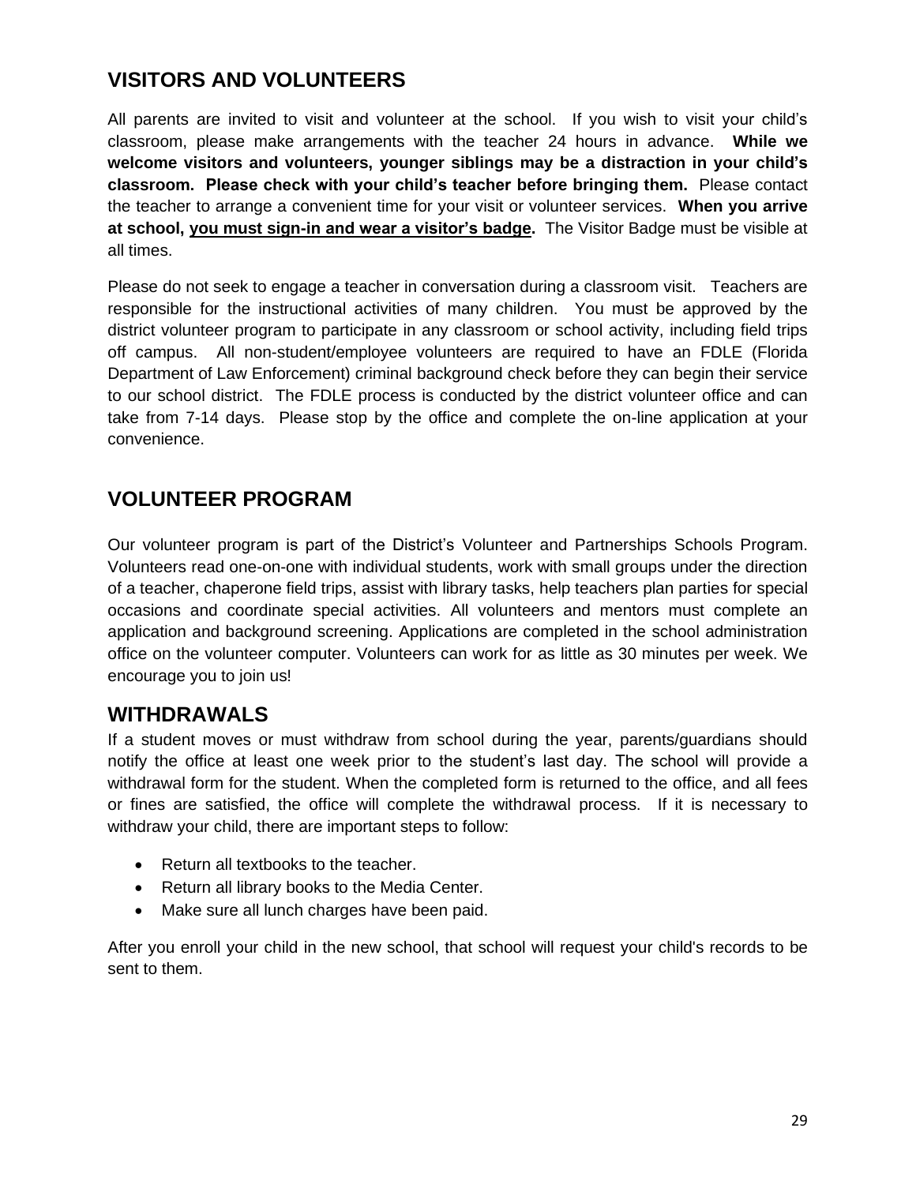## VISITORS AND VOLUNTEERS

All parents are invited to visit and volunteer at the school. If you wish to visit your child's classroom, please make arrangements with the teacher 24 hours in advance. **While we welcome visitors and volunteers, younger siblings may be a distraction in your child's classroom. Please check with your child's teacher before bringing them.** Please contact the teacher to arrange a convenient time for your visit or volunteer services. **When you arrive at school, <u>you must sign-in and wear a visitor's badge</u>.** The Visitor Badge must be visible at all times.

Please do not seek to engage a teacher in conversation during a classroom visit. Teachers are responsible for the instructional activities of many children. You must be approved by the district volunteer program to participate in any classroom or school activity, including field trips off campus. All non-student/employee volunteers are required to have an FDLE (Florida Department of Law Enforcement) criminal background check before they can begin their service to our school district. The FDLE process is conducted by the district volunteer office and can take from 7-14 days. Please stop by the office and complete the on-line application at your convenience.

## VOLUNTEER PROGRAM

Our volunteer program is part of the District's Volunteer and Partnerships Schools Program. Volunteers read one-on-one with individual students, work with small groups under the direction of a teacher, chaperone field trips, assist with library tasks, help teachers plan parties for special occasions and coordinate special activities. All volunteers and mentors must complete an application and background screening. Applications are completed in the school administration office on the volunteer computer. Volunteers can work for as little as 30 minutes per week. We encourage you to join us!

## WITHDRAWALS

If a student moves or must withdraw from school during the year, parents/guardians should notify the office at least one week prior to the student's last day. The school will provide a withdrawal form for the student. When the completed form is returned to the office, and all fees or fines are satisfied, the office will complete the withdrawal process. If it is necessary to withdraw your child, there are important steps to follow:

- Return all textbooks to the teacher.
- Return all library books to the Media Center.
- Make sure all lunch charges have been paid.

After you enroll your child in the new school, that school will request your child's records to be sent to them.